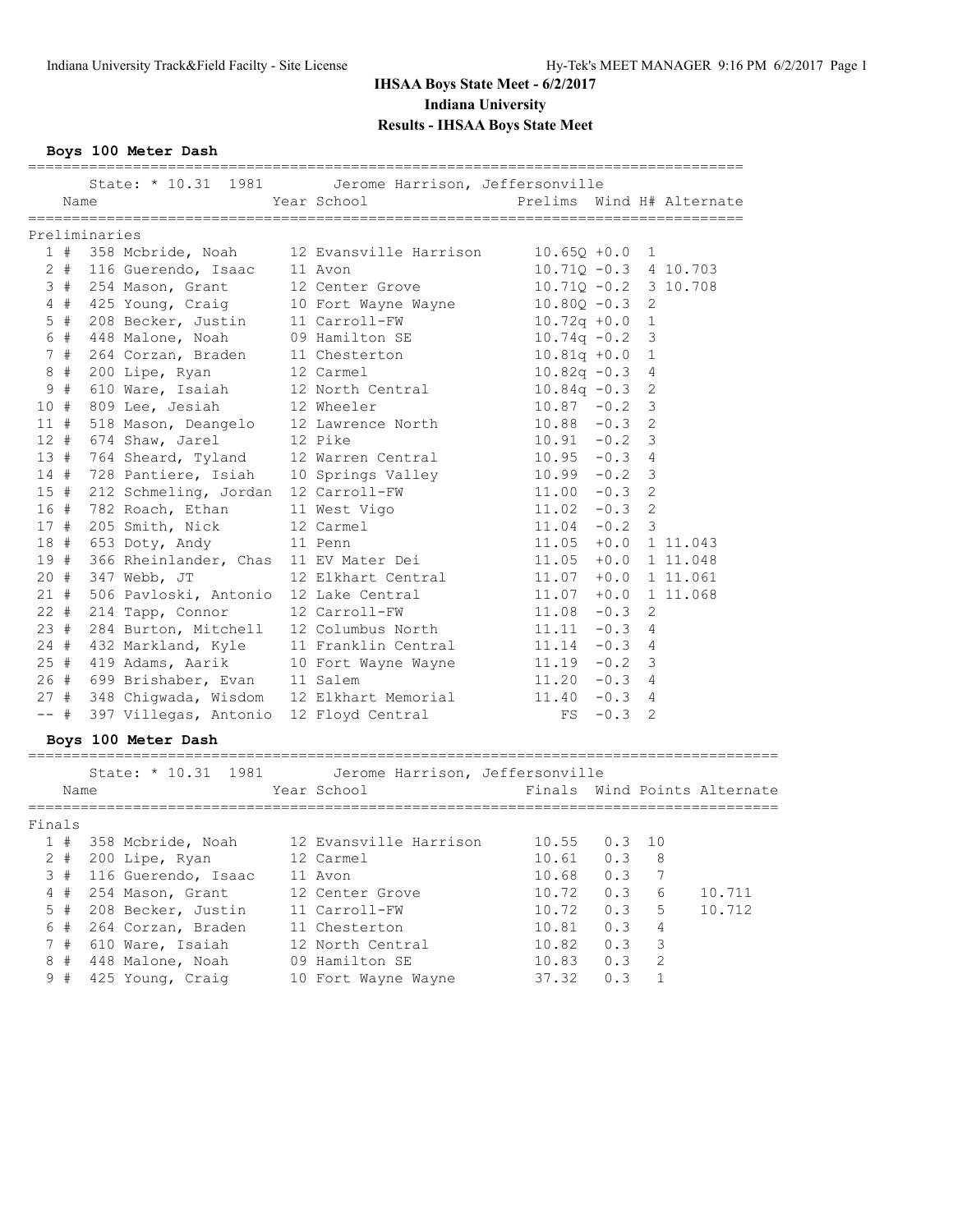# IHSAA Boys State Meet - 6/2/2017

## Indiana University

## Results - IHSAA Boys State Meet

### Boys 100 Meter Dash

State: * 10.31 1981 Jerome Harrison, Jeffersonville

**Preliminaries**

| Place | | Name | Year | School | Prelims | Wind | H# | Alternate |
|---|---|---|---|---|---|---|---|---|
| 1 | # | 358 Mcbride, Noah | 12 | Evansville Harrison | 10.65Q | +0.0 | 1 | |
| 2 | # | 116 Guerendo, Isaac | 11 | Avon | 10.71Q | -0.3 | 4 | 10.703 |
| 3 | # | 254 Mason, Grant | 12 | Center Grove | 10.71Q | -0.2 | 3 | 10.708 |
| 4 | # | 425 Young, Craig | 10 | Fort Wayne Wayne | 10.80Q | -0.3 | 2 | |
| 5 | # | 208 Becker, Justin | 11 | Carroll-FW | 10.72q | +0.0 | 1 | |
| 6 | # | 448 Malone, Noah | 09 | Hamilton SE | 10.74q | -0.2 | 3 | |
| 7 | # | 264 Corzan, Braden | 11 | Chesterton | 10.81q | +0.0 | 1 | |
| 8 | # | 200 Lipe, Ryan | 12 | Carmel | 10.82q | -0.3 | 4 | |
| 9 | # | 610 Ware, Isaiah | 12 | North Central | 10.84q | -0.3 | 2 | |
| 10 | # | 809 Lee, Jesiah | 12 | Wheeler | 10.87 | -0.2 | 3 | |
| 11 | # | 518 Mason, Deangelo | 12 | Lawrence North | 10.88 | -0.3 | 2 | |
| 12 | # | 674 Shaw, Jarel | 12 | Pike | 10.91 | -0.2 | 3 | |
| 13 | # | 764 Sheard, Tyland | 12 | Warren Central | 10.95 | -0.3 | 4 | |
| 14 | # | 728 Pantiere, Isiah | 10 | Springs Valley | 10.99 | -0.2 | 3 | |
| 15 | # | 212 Schmeling, Jordan | 12 | Carroll-FW | 11.00 | -0.3 | 2 | |
| 16 | # | 782 Roach, Ethan | 11 | West Vigo | 11.02 | -0.3 | 2 | |
| 17 | # | 205 Smith, Nick | 12 | Carmel | 11.04 | -0.2 | 3 | |
| 18 | # | 653 Doty, Andy | 11 | Penn | 11.05 | +0.0 | 1 | 11.043 |
| 19 | # | 366 Rheinlander, Chas | 11 | EV Mater Dei | 11.05 | +0.0 | 1 | 11.048 |
| 20 | # | 347 Webb, JT | 12 | Elkhart Central | 11.07 | +0.0 | 1 | 11.061 |
| 21 | # | 506 Pavloski, Antonio | 12 | Lake Central | 11.07 | +0.0 | 1 | 11.068 |
| 22 | # | 214 Tapp, Connor | 12 | Carroll-FW | 11.08 | -0.3 | 2 | |
| 23 | # | 284 Burton, Mitchell | 12 | Columbus North | 11.11 | -0.3 | 4 | |
| 24 | # | 432 Markland, Kyle | 11 | Franklin Central | 11.14 | -0.3 | 4 | |
| 25 | # | 419 Adams, Aarik | 10 | Fort Wayne Wayne | 11.19 | -0.2 | 3 | |
| 26 | # | 699 Brishaber, Evan | 11 | Salem | 11.20 | -0.3 | 4 | |
| 27 | # | 348 Chigwada, Wisdom | 12 | Elkhart Memorial | 11.40 | -0.3 | 4 | |
| -- | # | 397 Villegas, Antonio | 12 | Floyd Central | FS | -0.3 | 2 | |

### Boys 100 Meter Dash

State: * 10.31 1981 Jerome Harrison, Jeffersonville

**Finals**

| Place | | Name | Year | School | Finals | Wind | Points | Alternate |
|---|---|---|---|---|---|---|---|---|
| 1 | # | 358 Mcbride, Noah | 12 | Evansville Harrison | 10.55 | 0.3 | 10 | |
| 2 | # | 200 Lipe, Ryan | 12 | Carmel | 10.61 | 0.3 | 8 | |
| 3 | # | 116 Guerendo, Isaac | 11 | Avon | 10.68 | 0.3 | 7 | |
| 4 | # | 254 Mason, Grant | 12 | Center Grove | 10.72 | 0.3 | 6 | 10.711 |
| 5 | # | 208 Becker, Justin | 11 | Carroll-FW | 10.72 | 0.3 | 5 | 10.712 |
| 6 | # | 264 Corzan, Braden | 11 | Chesterton | 10.81 | 0.3 | 4 | |
| 7 | # | 610 Ware, Isaiah | 12 | North Central | 10.82 | 0.3 | 3 | |
| 8 | # | 448 Malone, Noah | 09 | Hamilton SE | 10.83 | 0.3 | 2 | |
| 9 | # | 425 Young, Craig | 10 | Fort Wayne Wayne | 37.32 | 0.3 | 1 | |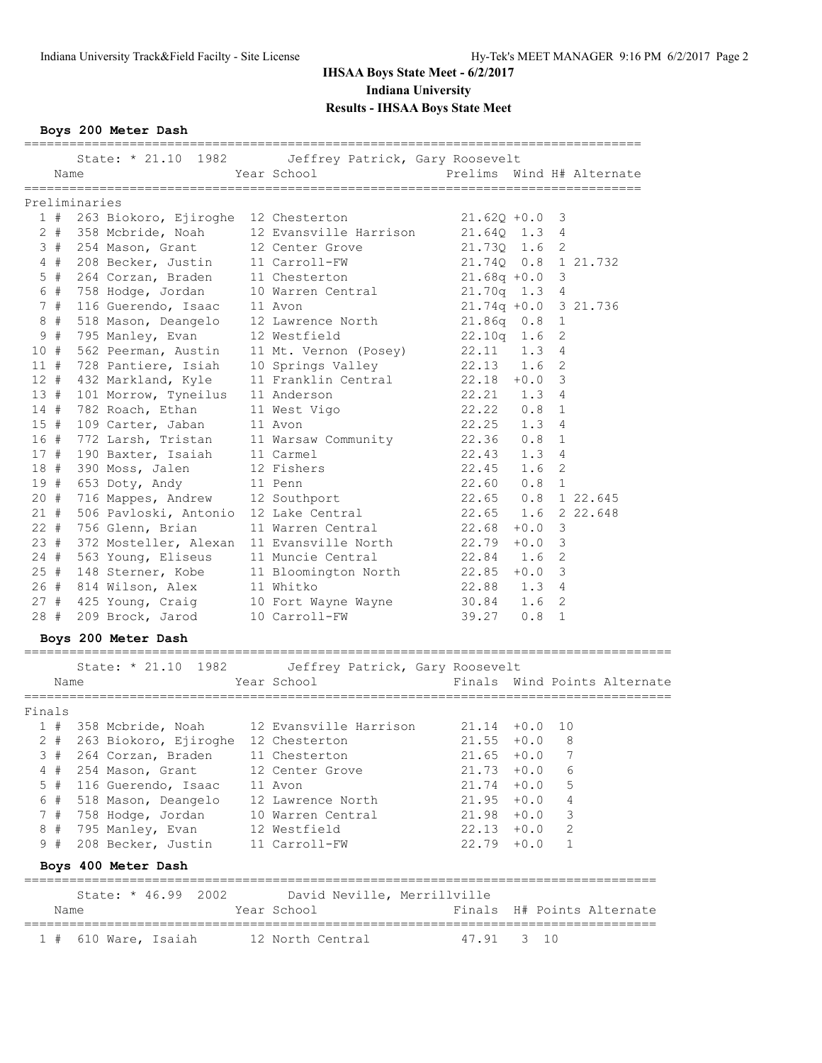# IHSAA Boys State Meet - 6/2/2017

## Indiana University

## Results - IHSAA Boys State Meet

### Boys 200 Meter Dash

State: * 21.10 1982 Jeffrey Patrick, Gary Roosevelt

**Preliminaries**

| Place | Name | Year | School | Prelims | Wind | H# | Alternate |
|---|---|---|---|---|---|---|---|
| 1 # | 263 Biokoro, Ejiroghe | 12 | Chesterton | 21.62Q | +0.0 | 3 | |
| 2 # | 358 Mcbride, Noah | 12 | Evansville Harrison | 21.64Q | 1.3 | 4 | |
| 3 # | 254 Mason, Grant | 12 | Center Grove | 21.73Q | 1.6 | 2 | |
| 4 # | 208 Becker, Justin | 11 | Carroll-FW | 21.74Q | 0.8 | 1 | 21.732 |
| 5 # | 264 Corzan, Braden | 11 | Chesterton | 21.68q | +0.0 | 3 | |
| 6 # | 758 Hodge, Jordan | 10 | Warren Central | 21.70q | 1.3 | 4 | |
| 7 # | 116 Guerendo, Isaac | 11 | Avon | 21.74q | +0.0 | 3 | 21.736 |
| 8 # | 518 Mason, Deangelo | 12 | Lawrence North | 21.86q | 0.8 | 1 | |
| 9 # | 795 Manley, Evan | 12 | Westfield | 22.10q | 1.6 | 2 | |
| 10 # | 562 Peerman, Austin | 11 | Mt. Vernon (Posey) | 22.11 | 1.3 | 4 | |
| 11 # | 728 Pantiere, Isiah | 10 | Springs Valley | 22.13 | 1.6 | 2 | |
| 12 # | 432 Markland, Kyle | 11 | Franklin Central | 22.18 | +0.0 | 3 | |
| 13 # | 101 Morrow, Tyneilus | 11 | Anderson | 22.21 | 1.3 | 4 | |
| 14 # | 782 Roach, Ethan | 11 | West Vigo | 22.22 | 0.8 | 1 | |
| 15 # | 109 Carter, Jaban | 11 | Avon | 22.25 | 1.3 | 4 | |
| 16 # | 772 Larsh, Tristan | 11 | Warsaw Community | 22.36 | 0.8 | 1 | |
| 17 # | 190 Baxter, Isaiah | 11 | Carmel | 22.43 | 1.3 | 4 | |
| 18 # | 390 Moss, Jalen | 12 | Fishers | 22.45 | 1.6 | 2 | |
| 19 # | 653 Doty, Andy | 11 | Penn | 22.60 | 0.8 | 1 | |
| 20 # | 716 Mappes, Andrew | 12 | Southport | 22.65 | 0.8 | 1 | 22.645 |
| 21 # | 506 Pavloski, Antonio | 12 | Lake Central | 22.65 | 1.6 | 2 | 22.648 |
| 22 # | 756 Glenn, Brian | 11 | Warren Central | 22.68 | +0.0 | 3 | |
| 23 # | 372 Mosteller, Alexan | 11 | Evansville North | 22.79 | +0.0 | 3 | |
| 24 # | 563 Young, Eliseus | 11 | Muncie Central | 22.84 | 1.6 | 2 | |
| 25 # | 148 Sterner, Kobe | 11 | Bloomington North | 22.85 | +0.0 | 3 | |
| 26 # | 814 Wilson, Alex | 11 | Whitko | 22.88 | 1.3 | 4 | |
| 27 # | 425 Young, Craig | 10 | Fort Wayne Wayne | 30.84 | 1.6 | 2 | |
| 28 # | 209 Brock, Jarod | 10 | Carroll-FW | 39.27 | 0.8 | 1 | |

### Boys 200 Meter Dash

State: * 21.10 1982 Jeffrey Patrick, Gary Roosevelt

**Finals**

| Place | Name | Year | School | Finals | Wind | Points | Alternate |
|---|---|---|---|---|---|---|---|
| 1 # | 358 Mcbride, Noah | 12 | Evansville Harrison | 21.14 | +0.0 | 10 | |
| 2 # | 263 Biokoro, Ejiroghe | 12 | Chesterton | 21.55 | +0.0 | 8 | |
| 3 # | 264 Corzan, Braden | 11 | Chesterton | 21.65 | +0.0 | 7 | |
| 4 # | 254 Mason, Grant | 12 | Center Grove | 21.73 | +0.0 | 6 | |
| 5 # | 116 Guerendo, Isaac | 11 | Avon | 21.74 | +0.0 | 5 | |
| 6 # | 518 Mason, Deangelo | 12 | Lawrence North | 21.95 | +0.0 | 4 | |
| 7 # | 758 Hodge, Jordan | 10 | Warren Central | 21.98 | +0.0 | 3 | |
| 8 # | 795 Manley, Evan | 12 | Westfield | 22.13 | +0.0 | 2 | |
| 9 # | 208 Becker, Justin | 11 | Carroll-FW | 22.79 | +0.0 | 1 | |

### Boys 400 Meter Dash

State: * 46.99 2002 David Neville, Merrillville

| Place | Name | Year | School | Finals | H# | Points | Alternate |
|---|---|---|---|---|---|---|---|
| 1 # | 610 Ware, Isaiah | 12 | North Central | 47.91 | 3 | 10 | |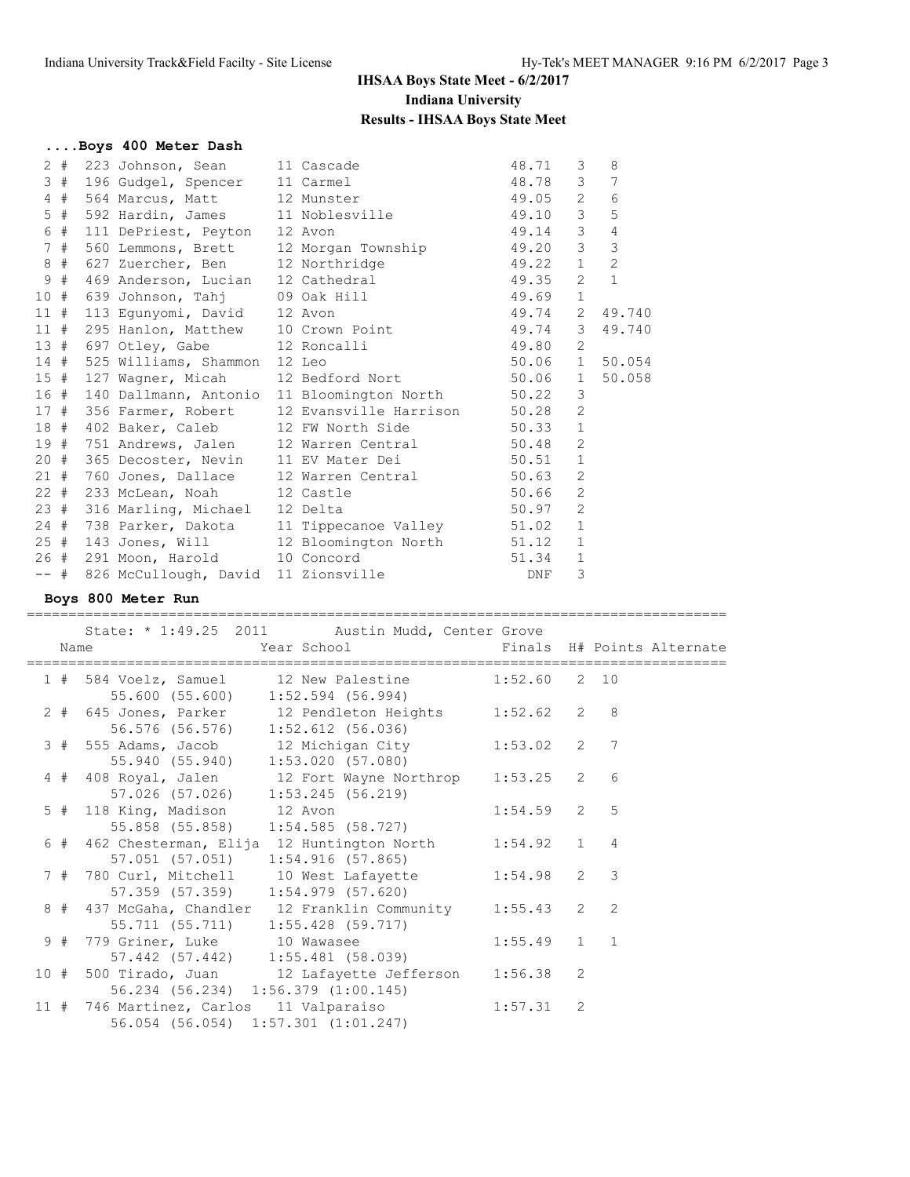# IHSAA Boys State Meet - 6/2/2017

## Indiana University

### Results - IHSAA Boys State Meet

#### ....Boys 400 Meter Dash

| Place | Name | Year | School | Finals | H# | Points/Alternate |
|---|---|---|---|---|---|---|
| 2 # | 223 Johnson, Sean | 11 | Cascade | 48.71 | 3 | 8 |
| 3 # | 196 Gudgel, Spencer | 11 | Carmel | 48.78 | 3 | 7 |
| 4 # | 564 Marcus, Matt | 12 | Munster | 49.05 | 2 | 6 |
| 5 # | 592 Hardin, James | 11 | Noblesville | 49.10 | 3 | 5 |
| 6 # | 111 DePriest, Peyton | 12 | Avon | 49.14 | 3 | 4 |
| 7 # | 560 Lemmons, Brett | 12 | Morgan Township | 49.20 | 3 | 3 |
| 8 # | 627 Zuercher, Ben | 12 | Northridge | 49.22 | 1 | 2 |
| 9 # | 469 Anderson, Lucian | 12 | Cathedral | 49.35 | 2 | 1 |
| 10 # | 639 Johnson, Tahj | 09 | Oak Hill | 49.69 | 1 | |
| 11 # | 113 Egunyomi, David | 12 | Avon | 49.74 | 2 | 49.740 |
| 11 # | 295 Hanlon, Matthew | 10 | Crown Point | 49.74 | 3 | 49.740 |
| 13 # | 697 Otley, Gabe | 12 | Roncalli | 49.80 | 2 | |
| 14 # | 525 Williams, Shammon | 12 | Leo | 50.06 | 1 | 50.054 |
| 15 # | 127 Wagner, Micah | 12 | Bedford Nort | 50.06 | 1 | 50.058 |
| 16 # | 140 Dallmann, Antonio | 11 | Bloomington North | 50.22 | 3 | |
| 17 # | 356 Farmer, Robert | 12 | Evansville Harrison | 50.28 | 2 | |
| 18 # | 402 Baker, Caleb | 12 | FW North Side | 50.33 | 1 | |
| 19 # | 751 Andrews, Jalen | 12 | Warren Central | 50.48 | 2 | |
| 20 # | 365 Decoster, Nevin | 11 | EV Mater Dei | 50.51 | 1 | |
| 21 # | 760 Jones, Dallace | 12 | Warren Central | 50.63 | 2 | |
| 22 # | 233 McLean, Noah | 12 | Castle | 50.66 | 2 | |
| 23 # | 316 Marling, Michael | 12 | Delta | 50.97 | 2 | |
| 24 # | 738 Parker, Dakota | 11 | Tippecanoe Valley | 51.02 | 1 | |
| 25 # | 143 Jones, Will | 12 | Bloomington North | 51.12 | 1 | |
| 26 # | 291 Moon, Harold | 10 | Concord | 51.34 | 1 | |
| -- # | 826 McCullough, David | 11 | Zionsville | DNF | 3 | |

#### Boys 800 Meter Run

State: * 1:49.25 2011 Austin Mudd, Center Grove

| Place | Name | Year | School | Finals | H# | Points | Alternate |
|---|---|---|---|---|---|---|---|
| 1 # | 584 Voelz, Samuel | 12 | New Palestine | 1:52.60 | 2 | 10 | |
| | 55.600 (55.600) 1:52.594 (56.994) | | | | | | |
| 2 # | 645 Jones, Parker | 12 | Pendleton Heights | 1:52.62 | 2 | 8 | |
| | 56.576 (56.576) 1:52.612 (56.036) | | | | | | |
| 3 # | 555 Adams, Jacob | 12 | Michigan City | 1:53.02 | 2 | 7 | |
| | 55.940 (55.940) 1:53.020 (57.080) | | | | | | |
| 4 # | 408 Royal, Jalen | 12 | Fort Wayne Northrop | 1:53.25 | 2 | 6 | |
| | 57.026 (57.026) 1:53.245 (56.219) | | | | | | |
| 5 # | 118 King, Madison | 12 | Avon | 1:54.59 | 2 | 5 | |
| | 55.858 (55.858) 1:54.585 (58.727) | | | | | | |
| 6 # | 462 Chesterman, Elija | 12 | Huntington North | 1:54.92 | 1 | 4 | |
| | 57.051 (57.051) 1:54.916 (57.865) | | | | | | |
| 7 # | 780 Curl, Mitchell | 10 | West Lafayette | 1:54.98 | 2 | 3 | |
| | 57.359 (57.359) 1:54.979 (57.620) | | | | | | |
| 8 # | 437 McGaha, Chandler | 12 | Franklin Community | 1:55.43 | 2 | 2 | |
| | 55.711 (55.711) 1:55.428 (59.717) | | | | | | |
| 9 # | 779 Griner, Luke | 10 | Wawasee | 1:55.49 | 1 | 1 | |
| | 57.442 (57.442) 1:55.481 (58.039) | | | | | | |
| 10 # | 500 Tirado, Juan | 12 | Lafayette Jefferson | 1:56.38 | 2 | | |
| | 56.234 (56.234) 1:56.379 (1:00.145) | | | | | | |
| 11 # | 746 Martinez, Carlos | 11 | Valparaiso | 1:57.31 | 2 | | |
| | 56.054 (56.054) 1:57.301 (1:01.247) | | | | | | |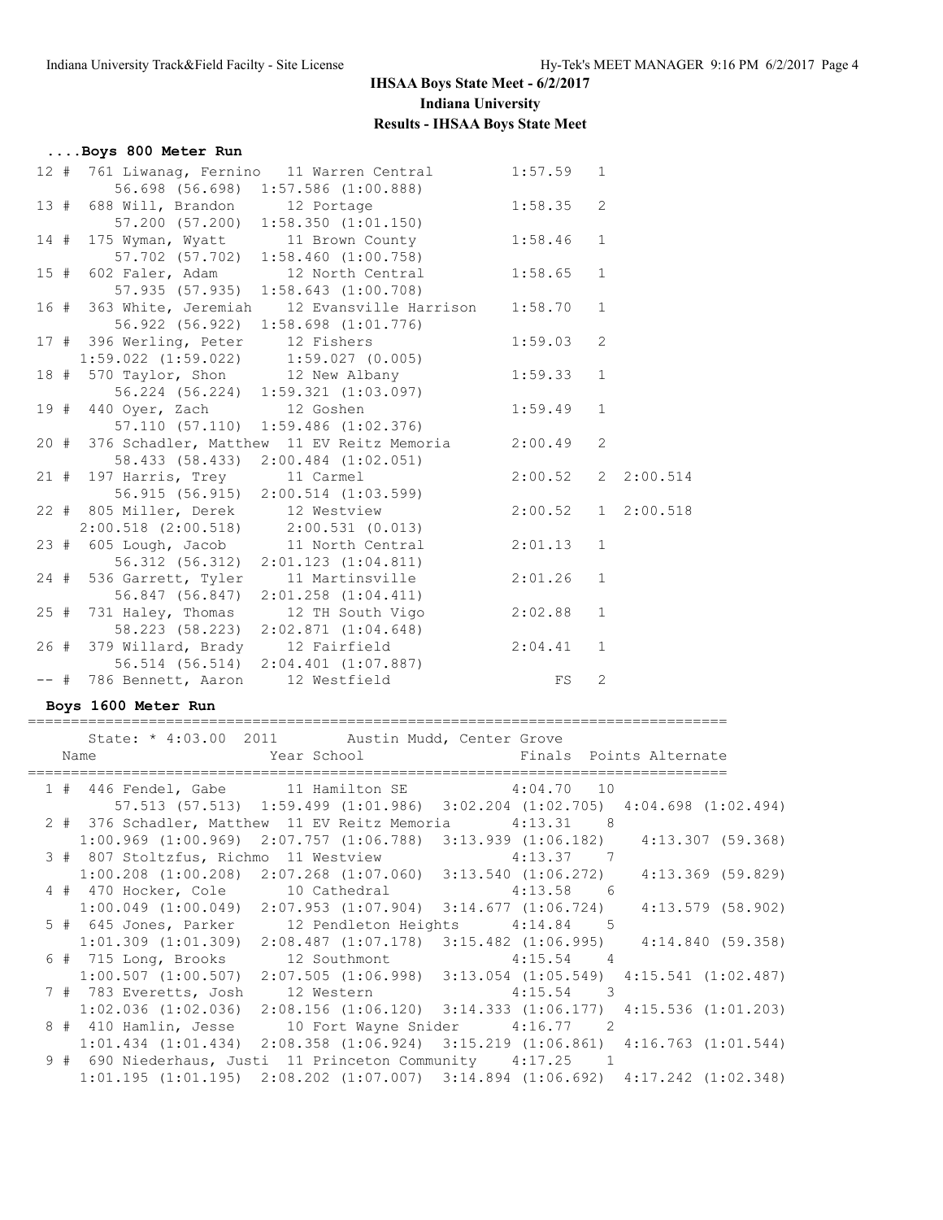# IHSAA Boys State Meet - 6/2/2017

**Indiana University**

**Results - IHSAA Boys State Meet**

### ....Boys 800 Meter Run

```
 12 #  761 Liwanag, Fernino   11 Warren Central        1:57.59   1
      56.698 (56.698)  1:57.586 (1:00.888)
 13 #  688 Will, Brandon      12 Portage               1:58.35   2
      57.200 (57.200)  1:58.350 (1:01.150)
 14 #  175 Wyman, Wyatt       11 Brown County          1:58.46   1
      57.702 (57.702)  1:58.460 (1:00.758)
 15 #  602 Faler, Adam        12 North Central         1:58.65   1
      57.935 (57.935)  1:58.643 (1:00.708)
 16 #  363 White, Jeremiah    12 Evansville Harrison   1:58.70   1
      56.922 (56.922)  1:58.698 (1:01.776)
 17 #  396 Werling, Peter     12 Fishers               1:59.03   2
    1:59.022 (1:59.022)    1:59.027 (0.005)
 18 #  570 Taylor, Shon       12 New Albany            1:59.33   1
      56.224 (56.224)  1:59.321 (1:03.097)
 19 #  440 Oyer, Zach         12 Goshen                1:59.49   1
      57.110 (57.110)  1:59.486 (1:02.376)
 20 #  376 Schadler, Matthew  11 EV Reitz Memoria      2:00.49   2
      58.433 (58.433)  2:00.484 (1:02.051)
 21 #  197 Harris, Trey       11 Carmel                2:00.52   2  2:00.514
      56.915 (56.915)  2:00.514 (1:03.599)
 22 #  805 Miller, Derek      12 Westview              2:00.52   1  2:00.518
    2:00.518 (2:00.518)    2:00.531 (0.013)
 23 #  605 Lough, Jacob       11 North Central         2:01.13   1
      56.312 (56.312)  2:01.123 (1:04.811)
 24 #  536 Garrett, Tyler     11 Martinsville          2:01.26   1
      56.847 (56.847)  2:01.258 (1:04.411)
 25 #  731 Haley, Thomas      12 TH South Vigo         2:02.88   1
      58.223 (58.223)  2:02.871 (1:04.648)
 26 #  379 Willard, Brady     12 Fairfield             2:04.41   1
      56.514 (56.514)  2:04.401 (1:07.887)
 -- #  786 Bennett, Aaron     12 Westfield                  FS   2
```

### Boys 1600 Meter Run

```
================================================================================
     State: * 4:03.00  2011       Austin Mudd, Center Grove
    Name                    Year School                 Finals  Points Alternate
================================================================================
  1 #  446 Fendel, Gabe       11 Hamilton SE           4:04.70   10
      57.513 (57.513)  1:59.499 (1:01.986)  3:02.204 (1:02.705)  4:04.698 (1:02.494)
  2 #  376 Schadler, Matthew  11 EV Reitz Memoria      4:13.31    8
    1:00.969 (1:00.969)  2:07.757 (1:06.788)  3:13.939 (1:06.182)    4:13.307 (59.368)
  3 #  807 Stoltzfus, Richmo  11 Westview              4:13.37    7
    1:00.208 (1:00.208)  2:07.268 (1:07.060)  3:13.540 (1:06.272)    4:13.369 (59.829)
  4 #  470 Hocker, Cole       10 Cathedral             4:13.58    6
    1:00.049 (1:00.049)  2:07.953 (1:07.904)  3:14.677 (1:06.724)    4:13.579 (58.902)
  5 #  645 Jones, Parker      12 Pendleton Heights     4:14.84    5
    1:01.309 (1:01.309)  2:08.487 (1:07.178)  3:15.482 (1:06.995)    4:14.840 (59.358)
  6 #  715 Long, Brooks       12 Southmont             4:15.54    4
    1:00.507 (1:00.507)  2:07.505 (1:06.998)  3:13.054 (1:05.549)  4:15.541 (1:02.487)
  7 #  783 Everetts, Josh     12 Western               4:15.54    3
    1:02.036 (1:02.036)  2:08.156 (1:06.120)  3:14.333 (1:06.177)  4:15.536 (1:01.203)
  8 #  410 Hamlin, Jesse      10 Fort Wayne Snider     4:16.77    2
    1:01.434 (1:01.434)  2:08.358 (1:06.924)  3:15.219 (1:06.861)  4:16.763 (1:01.544)
  9 #  690 Niederhaus, Justi  11 Princeton Community  4:17.25    1
    1:01.195 (1:01.195)  2:08.202 (1:07.007)  3:14.894 (1:06.692)  4:17.242 (1:02.348)
```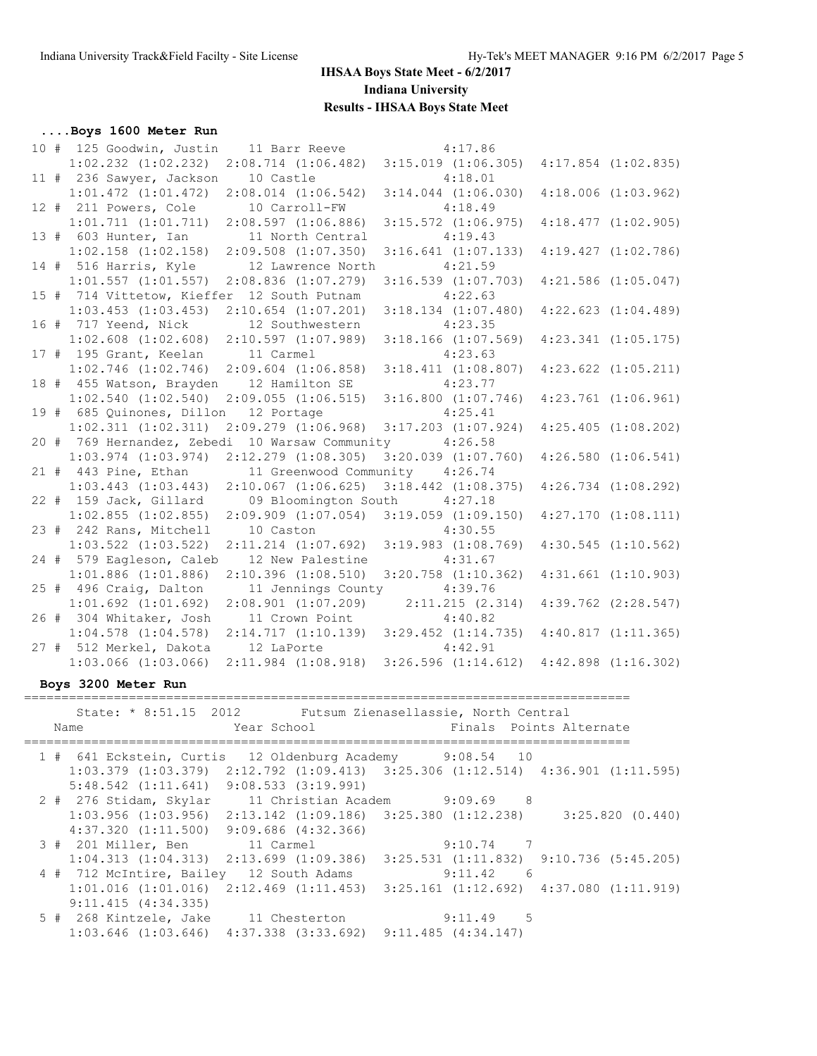# IHSAA Boys State Meet - 6/2/2017

## Indiana University

### Results - IHSAA Boys State Meet

### ....Boys 1600 Meter Run

```
 10 # 125 Goodwin, Justin     11 Barr Reeve              4:17.86
    1:02.232 (1:02.232)  2:08.714 (1:06.482)  3:15.019 (1:06.305)  4:17.854 (1:02.835)
 11 # 236 Sawyer, Jackson     10 Castle                  4:18.01
    1:01.472 (1:01.472)  2:08.014 (1:06.542)  3:14.044 (1:06.030)  4:18.006 (1:03.962)
 12 # 211 Powers, Cole        10 Carroll-FW              4:18.49
    1:01.711 (1:01.711)  2:08.597 (1:06.886)  3:15.572 (1:06.975)  4:18.477 (1:02.905)
 13 # 603 Hunter, Ian         11 North Central           4:19.43
    1:02.158 (1:02.158)  2:09.508 (1:07.350)  3:16.641 (1:07.133)  4:19.427 (1:02.786)
 14 # 516 Harris, Kyle        12 Lawrence North          4:21.59
    1:01.557 (1:01.557)  2:08.836 (1:07.279)  3:16.539 (1:07.703)  4:21.586 (1:05.047)
 15 # 714 Vittetow, Kieffer   12 South Putnam            4:22.63
    1:03.453 (1:03.453)  2:10.654 (1:07.201)  3:18.134 (1:07.480)  4:22.623 (1:04.489)
 16 # 717 Yeend, Nick         12 Southwestern            4:23.35
    1:02.608 (1:02.608)  2:10.597 (1:07.989)  3:18.166 (1:07.569)  4:23.341 (1:05.175)
 17 # 195 Grant, Keelan       11 Carmel                  4:23.63
    1:02.746 (1:02.746)  2:09.604 (1:06.858)  3:18.411 (1:08.807)  4:23.622 (1:05.211)
 18 # 455 Watson, Brayden     12 Hamilton SE             4:23.77
    1:02.540 (1:02.540)  2:09.055 (1:06.515)  3:16.800 (1:07.746)  4:23.761 (1:06.961)
 19 # 685 Quinones, Dillon    12 Portage                 4:25.41
    1:02.311 (1:02.311)  2:09.279 (1:06.968)  3:17.203 (1:07.924)  4:25.405 (1:08.202)
 20 # 769 Hernandez, Zebedi   10 Warsaw Community        4:26.58
    1:03.974 (1:03.974)  2:12.279 (1:08.305)  3:20.039 (1:07.760)  4:26.580 (1:06.541)
 21 # 443 Pine, Ethan         11 Greenwood Community     4:26.74
    1:03.443 (1:03.443)  2:10.067 (1:06.625)  3:18.442 (1:08.375)  4:26.734 (1:08.292)
 22 # 159 Jack, Gillard       09 Bloomington South       4:27.18
    1:02.855 (1:02.855)  2:09.909 (1:07.054)  3:19.059 (1:09.150)  4:27.170 (1:08.111)
 23 # 242 Rans, Mitchell      10 Caston                  4:30.55
    1:03.522 (1:03.522)  2:11.214 (1:07.692)  3:19.983 (1:08.769)  4:30.545 (1:10.562)
 24 # 579 Eagleson, Caleb     12 New Palestine           4:31.67
    1:01.886 (1:01.886)  2:10.396 (1:08.510)  3:20.758 (1:10.362)  4:31.661 (1:10.903)
 25 # 496 Craig, Dalton       11 Jennings County         4:39.76
    1:01.692 (1:01.692)  2:08.901 (1:07.209)    2:11.215 (2.314)  4:39.762 (2:28.547)
 26 # 304 Whitaker, Josh      11 Crown Point             4:40.82
    1:04.578 (1:04.578)  2:14.717 (1:10.139)  3:29.452 (1:14.735)  4:40.817 (1:11.365)
 27 # 512 Merkel, Dakota      12 LaPorte                 4:42.91
    1:03.066 (1:03.066)  2:11.984 (1:08.918)  3:26.596 (1:14.612)  4:42.898 (1:16.302)
```

### Boys 3200 Meter Run

```
================================================================================
     State: * 8:51.15  2012        Futsum Zienasellassie, North Central
   Name                    Year School                 Finals  Points Alternate
================================================================================
  1 # 641 Eckstein, Curtis   12 Oldenburg Academy       9:08.54   10
    1:03.379 (1:03.379)  2:12.792 (1:09.413)  3:25.306 (1:12.514)  4:36.901 (1:11.595)
    5:48.542 (1:11.641)  9:08.533 (3:19.991)
  2 # 276 Stidam, Skylar     11 Christian Academ        9:09.69    8
    1:03.956 (1:03.956)  2:13.142 (1:09.186)  3:25.380 (1:12.238)     3:25.820 (0.440)
    4:37.320 (1:11.500)  9:09.686 (4:32.366)
  3 # 201 Miller, Ben        11 Carmel                  9:10.74    7
    1:04.313 (1:04.313)  2:13.699 (1:09.386)  3:25.531 (1:11.832)  9:10.736 (5:45.205)
  4 # 712 McIntire, Bailey   12 South Adams             9:11.42    6
    1:01.016 (1:01.016)  2:12.469 (1:11.453)  3:25.161 (1:12.692)  4:37.080 (1:11.919)
    9:11.415 (4:34.335)
  5 # 268 Kintzele, Jake     11 Chesterton              9:11.49    5
    1:03.646 (1:03.646)  4:37.338 (3:33.692)  9:11.485 (4:34.147)
```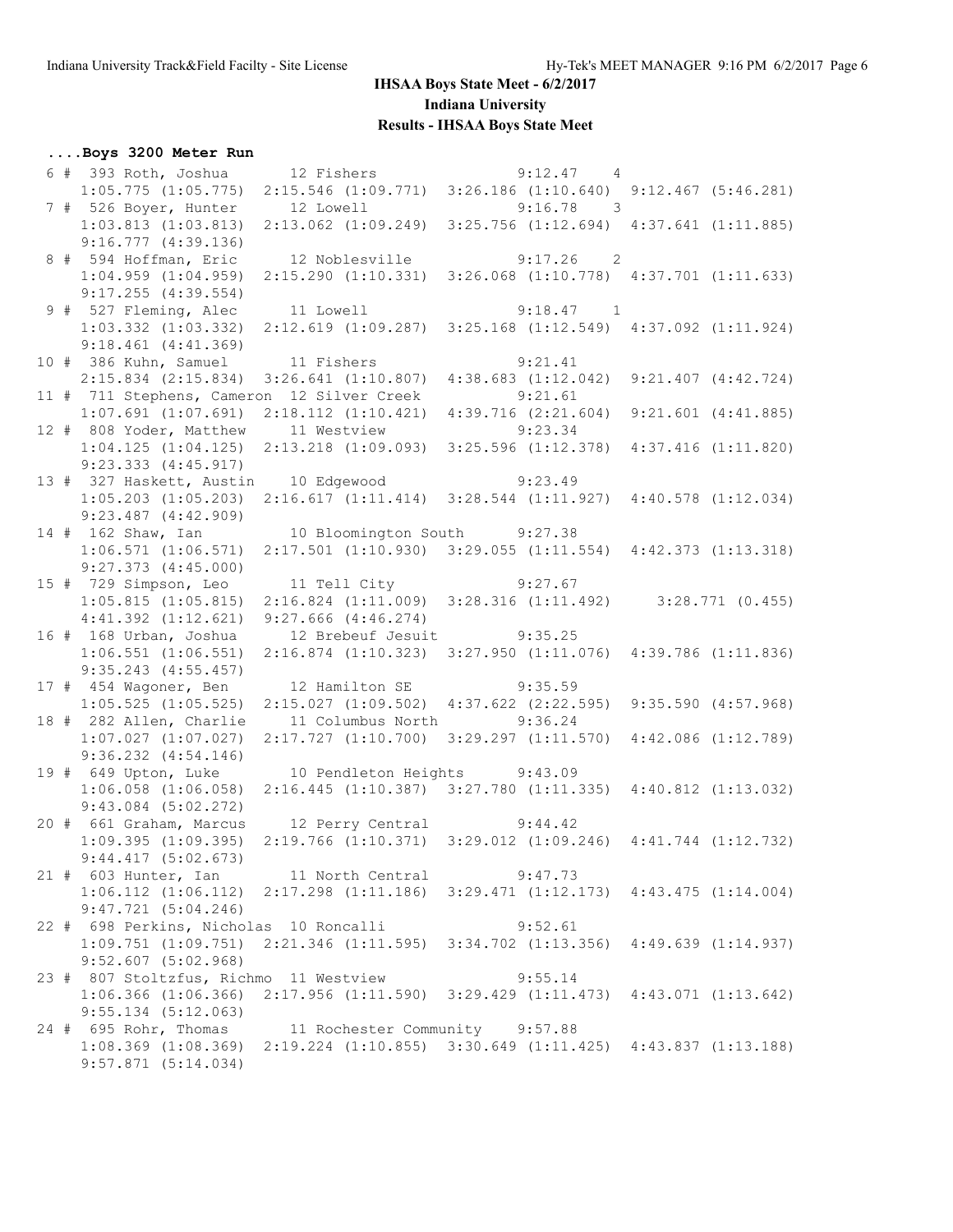# IHSAA Boys State Meet - 6/2/2017

**Indiana University**

**Results - IHSAA Boys State Meet**

### ....Boys 3200 Meter Run

```
  6 # 393 Roth, Joshua         12 Fishers                 9:12.47    4
     1:05.775 (1:05.775)  2:15.546 (1:09.771)  3:26.186 (1:10.640)  9:12.467 (5:46.281)
  7 # 526 Boyer, Hunter        12 Lowell                  9:16.78    3
     1:03.813 (1:03.813)  2:13.062 (1:09.249)  3:25.756 (1:12.694)  4:37.641 (1:11.885)
     9:16.777 (4:39.136)
  8 # 594 Hoffman, Eric        12 Noblesville             9:17.26    2
     1:04.959 (1:04.959)  2:15.290 (1:10.331)  3:26.068 (1:10.778)  4:37.701 (1:11.633)
     9:17.255 (4:39.554)
  9 # 527 Fleming, Alec        11 Lowell                  9:18.47    1
     1:03.332 (1:03.332)  2:12.619 (1:09.287)  3:25.168 (1:12.549)  4:37.092 (1:11.924)
     9:18.461 (4:41.369)
 10 # 386 Kuhn, Samuel         11 Fishers                 9:21.41
     2:15.834 (2:15.834)  3:26.641 (1:10.807)  4:38.683 (1:12.042)  9:21.407 (4:42.724)
 11 # 711 Stephens, Cameron  12 Silver Creek              9:21.61
     1:07.691 (1:07.691)  2:18.112 (1:10.421)  4:39.716 (2:21.604)  9:21.601 (4:41.885)
 12 # 808 Yoder, Matthew       11 Westview                9:23.34
     1:04.125 (1:04.125)  2:13.218 (1:09.093)  3:25.596 (1:12.378)  4:37.416 (1:11.820)
     9:23.333 (4:45.917)
 13 # 327 Haskett, Austin      10 Edgewood                9:23.49
     1:05.203 (1:05.203)  2:16.617 (1:11.414)  3:28.544 (1:11.927)  4:40.578 (1:12.034)
     9:23.487 (4:42.909)
 14 # 162 Shaw, Ian            10 Bloomington South       9:27.38
     1:06.571 (1:06.571)  2:17.501 (1:10.930)  3:29.055 (1:11.554)  4:42.373 (1:13.318)
     9:27.373 (4:45.000)
 15 # 729 Simpson, Leo         11 Tell City               9:27.67
     1:05.815 (1:05.815)  2:16.824 (1:11.009)  3:28.316 (1:11.492)    3:28.771 (0.455)
     4:41.392 (1:12.621)  9:27.666 (4:46.274)
 16 # 168 Urban, Joshua        12 Brebeuf Jesuit          9:35.25
     1:06.551 (1:06.551)  2:16.874 (1:10.323)  3:27.950 (1:11.076)  4:39.786 (1:11.836)
     9:35.243 (4:55.457)
 17 # 454 Wagoner, Ben         12 Hamilton SE             9:35.59
     1:05.525 (1:05.525)  2:15.027 (1:09.502)  4:37.622 (2:22.595)  9:35.590 (4:57.968)
 18 # 282 Allen, Charlie       11 Columbus North          9:36.24
     1:07.027 (1:07.027)  2:17.727 (1:10.700)  3:29.297 (1:11.570)  4:42.086 (1:12.789)
     9:36.232 (4:54.146)
 19 # 649 Upton, Luke          10 Pendleton Heights       9:43.09
     1:06.058 (1:06.058)  2:16.445 (1:10.387)  3:27.780 (1:11.335)  4:40.812 (1:13.032)
     9:43.084 (5:02.272)
 20 # 661 Graham, Marcus       12 Perry Central           9:44.42
     1:09.395 (1:09.395)  2:19.766 (1:10.371)  3:29.012 (1:09.246)  4:41.744 (1:12.732)
     9:44.417 (5:02.673)
 21 # 603 Hunter, Ian          11 North Central           9:47.73
     1:06.112 (1:06.112)  2:17.298 (1:11.186)  3:29.471 (1:12.173)  4:43.475 (1:14.004)
     9:47.721 (5:04.246)
 22 # 698 Perkins, Nicholas  10 Roncalli                  9:52.61
     1:09.751 (1:09.751)  2:21.346 (1:11.595)  3:34.702 (1:13.356)  4:49.639 (1:14.937)
     9:52.607 (5:02.968)
 23 # 807 Stoltzfus, Richmo  11 Westview                  9:55.14
     1:06.366 (1:06.366)  2:17.956 (1:11.590)  3:29.429 (1:11.473)  4:43.071 (1:13.642)
     9:55.134 (5:12.063)
 24 # 695 Rohr, Thomas         11 Rochester Community     9:57.88
     1:08.369 (1:08.369)  2:19.224 (1:10.855)  3:30.649 (1:11.425)  4:43.837 (1:13.188)
     9:57.871 (5:14.034)
```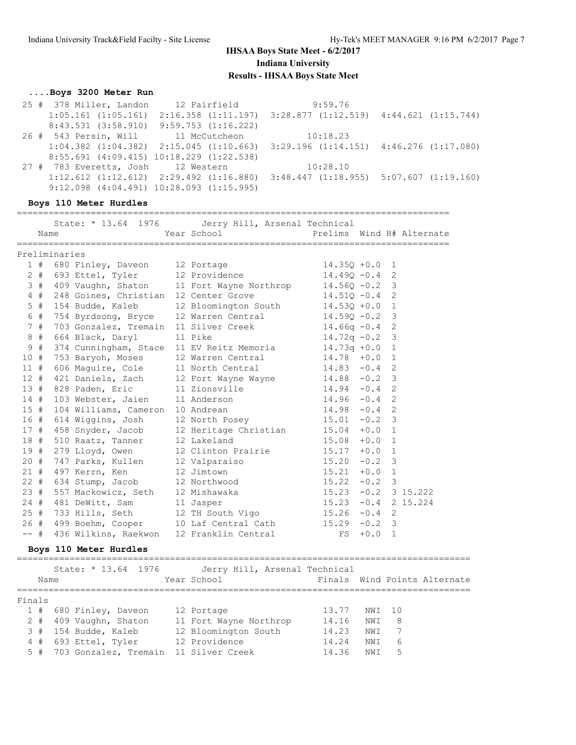## IHSAA Boys State Meet - 6/2/2017

## Indiana University

## Results - IHSAA Boys State Meet

### ....Boys 3200 Meter Run

```
 25 #  378 Miller, Landon      12 Fairfield               9:59.76
     1:05.161 (1:05.161)  2:16.358 (1:11.197)  3:28.877 (1:12.519)  4:44.621 (1:15.744)
     8:43.531 (3:58.910)  9:59.753 (1:16.222)
 26 #  543 Persin, Will        11 McCutcheon              10:18.23
     1:04.382 (1:04.382)  2:15.045 (1:10.663)  3:29.196 (1:14.151)  4:46.276 (1:17.080)
     8:55.691 (4:09.415) 10:18.229 (1:22.538)
 27 #  783 Everetts, Josh     12 Western                 10:28.10
     1:12.612 (1:12.612)  2:29.492 (1:16.880)  3:48.447 (1:18.955)  5:07.607 (1:19.160)
     9:12.098 (4:04.491) 10:28.093 (1:15.995)
```

### Boys 110 Meter Hurdles

State: * 13.64 1976 Jerry Hill, Arsenal Technical

Preliminaries

| Place | Name | Year | School | Prelims | Wind | H# | Alternate |
|---|---|---|---|---|---|---|---|
| 1 # | 680 Finley, Daveon | 12 | Portage | 14.35Q | +0.0 | 1 | |
| 2 # | 693 Ettel, Tyler | 12 | Providence | 14.49Q | -0.4 | 2 | |
| 3 # | 409 Vaughn, Shaton | 11 | Fort Wayne Northrop | 14.56Q | -0.2 | 3 | |
| 4 # | 248 Goines, Christian | 12 | Center Grove | 14.51Q | -0.4 | 2 | |
| 5 # | 154 Budde, Kaleb | 12 | Bloomington South | 14.53Q | +0.0 | 1 | |
| 6 # | 754 Byrdsong, Bryce | 12 | Warren Central | 14.59Q | -0.2 | 3 | |
| 7 # | 703 Gonzalez, Tremain | 11 | Silver Creek | 14.66q | -0.4 | 2 | |
| 8 # | 664 Black, Daryl | 11 | Pike | 14.72q | -0.2 | 3 | |
| 9 # | 374 Cunningham, Stace | 11 | EV Reitz Memoria | 14.73q | +0.0 | 1 | |
| 10 # | 753 Baryoh, Moses | 12 | Warren Central | 14.78 | +0.0 | 1 | |
| 11 # | 606 Maguire, Cole | 11 | North Central | 14.83 | -0.4 | 2 | |
| 12 # | 421 Daniels, Zach | 12 | Fort Wayne Wayne | 14.88 | -0.2 | 3 | |
| 13 # | 828 Paden, Eric | 11 | Zionsville | 14.94 | -0.4 | 2 | |
| 14 # | 103 Webster, Jaien | 11 | Anderson | 14.96 | -0.4 | 2 | |
| 15 # | 104 Williams, Cameron | 10 | Andrean | 14.98 | -0.4 | 2 | |
| 16 # | 614 Wiggins, Josh | 12 | North Posey | 15.01 | -0.2 | 3 | |
| 17 # | 458 Snyder, Jacob | 12 | Heritage Christian | 15.04 | +0.0 | 1 | |
| 18 # | 510 Raatz, Tanner | 12 | Lakeland | 15.08 | +0.0 | 1 | |
| 19 # | 279 Lloyd, Owen | 12 | Clinton Prairie | 15.17 | +0.0 | 1 | |
| 20 # | 747 Parks, Kullen | 12 | Valparaiso | 15.20 | -0.2 | 3 | |
| 21 # | 497 Kerrn, Ken | 12 | Jimtown | 15.21 | +0.0 | 1 | |
| 22 # | 634 Stump, Jacob | 12 | Northwood | 15.22 | -0.2 | 3 | |
| 23 # | 557 Mackowicz, Seth | 12 | Mishawaka | 15.23 | -0.2 | 3 | 15.222 |
| 24 # | 481 DeWitt, Sam | 11 | Jasper | 15.23 | -0.4 | 2 | 15.224 |
| 25 # | 733 Hills, Seth | 12 | TH South Vigo | 15.26 | -0.4 | 2 | |
| 26 # | 499 Boehm, Cooper | 10 | Laf Central Cath | 15.29 | -0.2 | 3 | |
| -- # | 436 Wilkins, Raekwon | 12 | Franklin Central | FS | +0.0 | 1 | |

### Boys 110 Meter Hurdles

State: * 13.64 1976 Jerry Hill, Arsenal Technical

Finals

| Place | Name | Year | School | Finals | Wind | Points | Alternate |
|---|---|---|---|---|---|---|---|
| 1 # | 680 Finley, Daveon | 12 | Portage | 13.77 | NWI | 10 | |
| 2 # | 409 Vaughn, Shaton | 11 | Fort Wayne Northrop | 14.16 | NWI | 8 | |
| 3 # | 154 Budde, Kaleb | 12 | Bloomington South | 14.23 | NWI | 7 | |
| 4 # | 693 Ettel, Tyler | 12 | Providence | 14.24 | NWI | 6 | |
| 5 # | 703 Gonzalez, Tremain | 11 | Silver Creek | 14.36 | NWI | 5 | |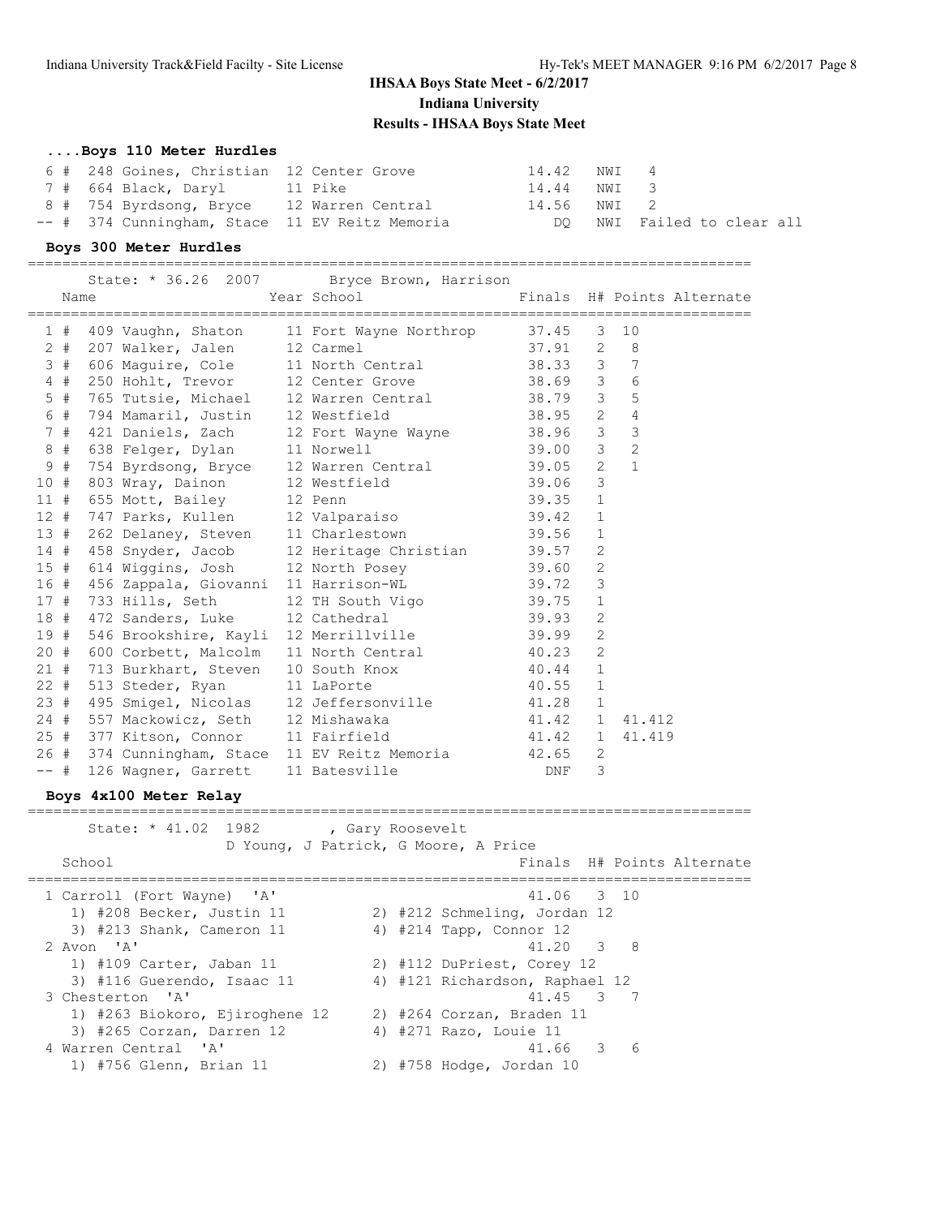**IHSAA Boys State Meet - 6/2/2017**
**Indiana University**
**Results - IHSAA Boys State Meet**

### ....Boys 110 Meter Hurdles

| Place | Name | Year | School | Finals | Wind | Points |
|---|---|---|---|---|---|---|
| 6 # | 248 Goines, Christian | 12 | Center Grove | 14.42 | NWI | 4 |
| 7 # | 664 Black, Daryl | 11 | Pike | 14.44 | NWI | 3 |
| 8 # | 754 Byrdsong, Bryce | 12 | Warren Central | 14.56 | NWI | 2 |
| -- # | 374 Cunningham, Stace | 11 | EV Reitz Memoria | DQ | NWI | Failed to clear all |

### Boys 300 Meter Hurdles

State: * 36.26 2007 Bryce Brown, Harrison

| Place | Name | Year | School | Finals | H# | Points | Alternate |
|---|---|---|---|---|---|---|---|
| 1 # | 409 Vaughn, Shaton | 11 | Fort Wayne Northrop | 37.45 | 3 | 10 | |
| 2 # | 207 Walker, Jalen | 12 | Carmel | 37.91 | 2 | 8 | |
| 3 # | 606 Maguire, Cole | 11 | North Central | 38.33 | 3 | 7 | |
| 4 # | 250 Hohlt, Trevor | 12 | Center Grove | 38.69 | 3 | 6 | |
| 5 # | 765 Tutsie, Michael | 12 | Warren Central | 38.79 | 3 | 5 | |
| 6 # | 794 Mamaril, Justin | 12 | Westfield | 38.95 | 2 | 4 | |
| 7 # | 421 Daniels, Zach | 12 | Fort Wayne Wayne | 38.96 | 3 | 3 | |
| 8 # | 638 Felger, Dylan | 11 | Norwell | 39.00 | 3 | 2 | |
| 9 # | 754 Byrdsong, Bryce | 12 | Warren Central | 39.05 | 2 | 1 | |
| 10 # | 803 Wray, Dainon | 12 | Westfield | 39.06 | 3 | | |
| 11 # | 655 Mott, Bailey | 12 | Penn | 39.35 | 1 | | |
| 12 # | 747 Parks, Kullen | 12 | Valparaiso | 39.42 | 1 | | |
| 13 # | 262 Delaney, Steven | 11 | Charlestown | 39.56 | 1 | | |
| 14 # | 458 Snyder, Jacob | 12 | Heritage Christian | 39.57 | 2 | | |
| 15 # | 614 Wiggins, Josh | 12 | North Posey | 39.60 | 2 | | |
| 16 # | 456 Zappala, Giovanni | 11 | Harrison-WL | 39.72 | 3 | | |
| 17 # | 733 Hills, Seth | 12 | TH South Vigo | 39.75 | 1 | | |
| 18 # | 472 Sanders, Luke | 12 | Cathedral | 39.93 | 2 | | |
| 19 # | 546 Brookshire, Kayli | 12 | Merrillville | 39.99 | 2 | | |
| 20 # | 600 Corbett, Malcolm | 11 | North Central | 40.23 | 2 | | |
| 21 # | 713 Burkhart, Steven | 10 | South Knox | 40.44 | 1 | | |
| 22 # | 513 Steder, Ryan | 11 | LaPorte | 40.55 | 1 | | |
| 23 # | 495 Smigel, Nicolas | 12 | Jeffersonville | 41.28 | 1 | | |
| 24 # | 557 Mackowicz, Seth | 12 | Mishawaka | 41.42 | 1 | | 41.412 |
| 25 # | 377 Kitson, Connor | 11 | Fairfield | 41.42 | 1 | | 41.419 |
| 26 # | 374 Cunningham, Stace | 11 | EV Reitz Memoria | 42.65 | 2 | | |
| -- # | 126 Wagner, Garrett | 11 | Batesville | DNF | 3 | | |

### Boys 4x100 Meter Relay

State: * 41.02 1982 , Gary Roosevelt
D Young, J Patrick, G Moore, A Price

| Place | School | Finals | H# | Points |
|---|---|---|---|---|
| 1 | Carroll (Fort Wayne) 'A' | 41.06 | 3 | 10 |
| | 1) #208 Becker, Justin 11; 2) #212 Schmeling, Jordan 12; 3) #213 Shank, Cameron 11; 4) #214 Tapp, Connor 12 | | | |
| 2 | Avon 'A' | 41.20 | 3 | 8 |
| | 1) #109 Carter, Jaban 11; 2) #112 DuPriest, Corey 12; 3) #116 Guerendo, Isaac 11; 4) #121 Richardson, Raphael 12 | | | |
| 3 | Chesterton 'A' | 41.45 | 3 | 7 |
| | 1) #263 Biokoro, Ejiroghene 12; 2) #264 Corzan, Braden 11; 3) #265 Corzan, Darren 12; 4) #271 Razo, Louie 11 | | | |
| 4 | Warren Central 'A' | 41.66 | 3 | 6 |
| | 1) #756 Glenn, Brian 11; 2) #758 Hodge, Jordan 10 | | | |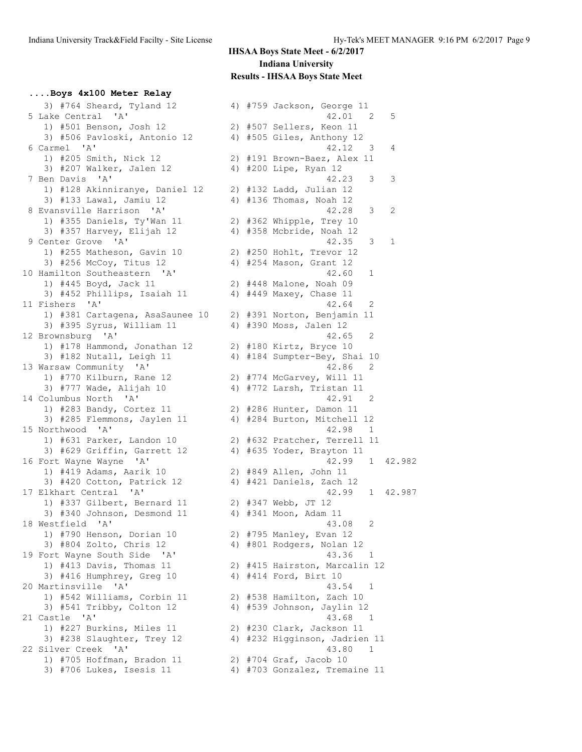# IHSAA Boys State Meet - 6/2/2017

## Indiana University

## Results - IHSAA Boys State Meet

### ....Boys 4x100 Meter Relay

```
   3) #764 Sheard, Tyland 12          4) #759 Jackson, George 11
 5 Lake Central  'A'                                 42.01   2   5
   1) #501 Benson, Josh 12            2) #507 Sellers, Keon 11
   3) #506 Pavloski, Antonio 12       4) #505 Giles, Anthony 12
 6 Carmel  'A'                                       42.12   3   4
   1) #205 Smith, Nick 12             2) #191 Brown-Baez, Alex 11
   3) #207 Walker, Jalen 12           4) #200 Lipe, Ryan 12
 7 Ben Davis  'A'                                    42.23   3   3
   1) #128 Akinniranye, Daniel 12     2) #132 Ladd, Julian 12
   3) #133 Lawal, Jamiu 12            4) #136 Thomas, Noah 12
 8 Evansville Harrison  'A'                          42.28   3   2
   1) #355 Daniels, Ty'Wan 11         2) #362 Whipple, Trey 10
   3) #357 Harvey, Elijah 12          4) #358 Mcbride, Noah 12
 9 Center Grove  'A'                                 42.35   3   1
   1) #255 Matheson, Gavin 10         2) #250 Hohlt, Trevor 12
   3) #256 McCoy, Titus 12            4) #254 Mason, Grant 12
10 Hamilton Southeastern  'A'                        42.60   1
   1) #445 Boyd, Jack 11              2) #448 Malone, Noah 09
   3) #452 Phillips, Isaiah 11        4) #449 Maxey, Chase 11
11 Fishers  'A'                                      42.64   2
   1) #381 Cartagena, AsaSaunee 10    2) #391 Norton, Benjamin 11
   3) #395 Syrus, William 11          4) #390 Moss, Jalen 12
12 Brownsburg  'A'                                   42.65   2
   1) #178 Hammond, Jonathan 12       2) #180 Kirtz, Bryce 10
   3) #182 Nutall, Leigh 11           4) #184 Sumpter-Bey, Shai 10
13 Warsaw Community  'A'                             42.86   2
   1) #770 Kilburn, Rane 12           2) #774 McGarvey, Will 11
   3) #777 Wade, Alijah 10            4) #772 Larsh, Tristan 11
14 Columbus North  'A'                               42.91   2
   1) #283 Bandy, Cortez 11           2) #286 Hunter, Damon 11
   3) #285 Flemmons, Jaylen 11        4) #284 Burton, Mitchell 12
15 Northwood  'A'                                    42.98   1
   1) #631 Parker, Landon 10          2) #632 Pratcher, Terrell 11
   3) #629 Griffin, Garrett 12        4) #635 Yoder, Brayton 11
16 Fort Wayne Wayne  'A'                             42.99   1  42.982
   1) #419 Adams, Aarik 10            2) #849 Allen, John 11
   3) #420 Cotton, Patrick 12         4) #421 Daniels, Zach 12
17 Elkhart Central  'A'                              42.99   1  42.987
   1) #337 Gilbert, Bernard 11        2) #347 Webb, JT 12
   3) #340 Johnson, Desmond 11        4) #341 Moon, Adam 11
18 Westfield  'A'                                    43.08   2
   1) #790 Henson, Dorian 10          2) #795 Manley, Evan 12
   3) #804 Zolto, Chris 12            4) #801 Rodgers, Nolan 12
19 Fort Wayne South Side  'A'                        43.36   1
   1) #413 Davis, Thomas 11           2) #415 Hairston, Marcalin 12
   3) #416 Humphrey, Greg 10          4) #414 Ford, Birt 10
20 Martinsville  'A'                                 43.54   1
   1) #542 Williams, Corbin 11        2) #538 Hamilton, Zach 10
   3) #541 Tribby, Colton 12          4) #539 Johnson, Jaylin 12
21 Castle  'A'                                       43.68   1
   1) #227 Burkins, Miles 11          2) #230 Clark, Jackson 11
   3) #238 Slaughter, Trey 12         4) #232 Higginson, Jadrien 11
22 Silver Creek  'A'                                 43.80   1
   1) #705 Hoffman, Bradon 11         2) #704 Graf, Jacob 10
   3) #706 Lukes, Isesis 11           4) #703 Gonzalez, Tremaine 11
```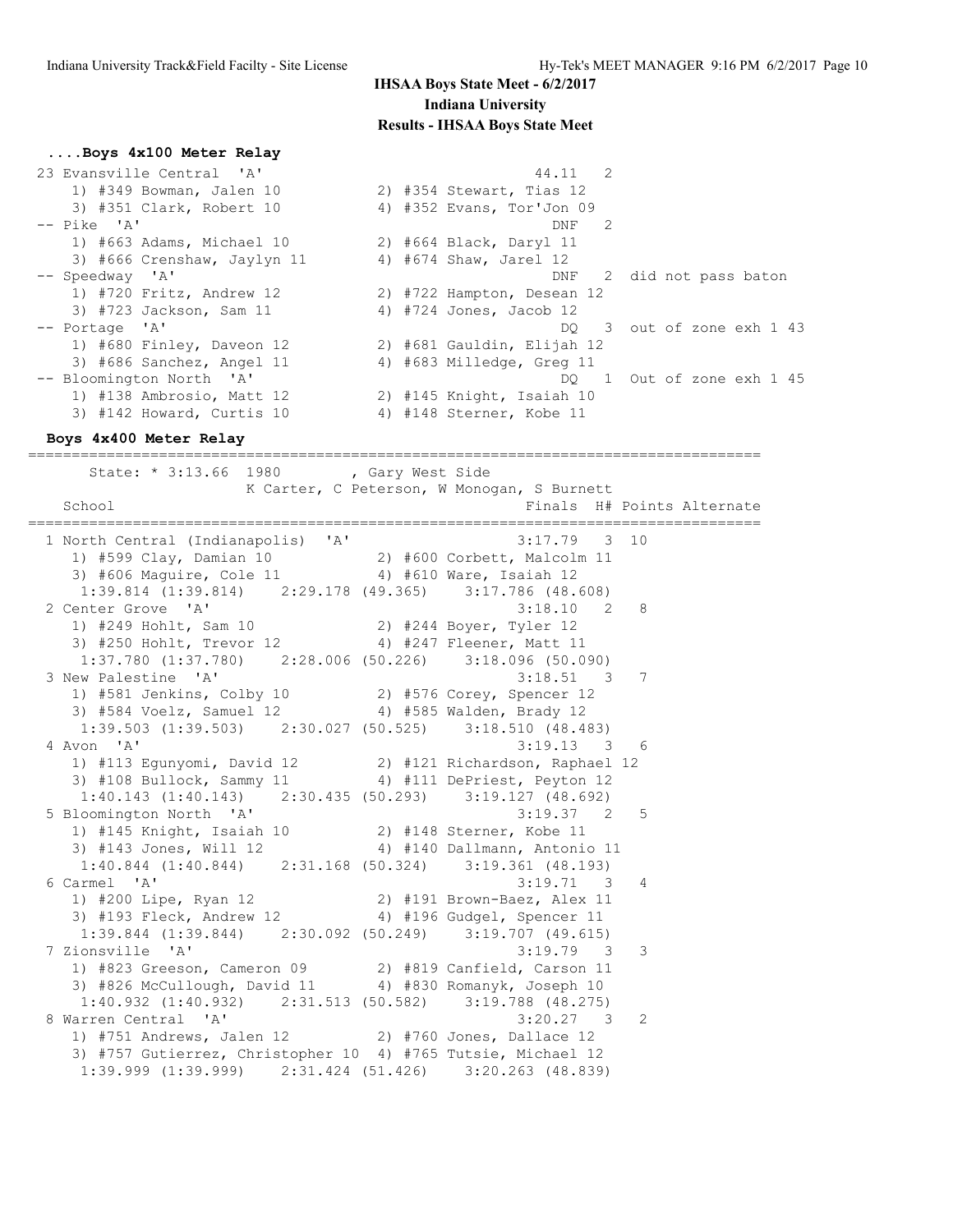**IHSAA Boys State Meet - 6/2/2017**
**Indiana University**
**Results - IHSAA Boys State Meet**

### ....Boys 4x100 Meter Relay

```
 23 Evansville Central  'A'                               44.11   2
    1) #349 Bowman, Jalen 10           2) #354 Stewart, Tias 12
    3) #351 Clark, Robert 10           4) #352 Evans, Tor'Jon 09
 -- Pike  'A'                                               DNF   2
    1) #663 Adams, Michael 10          2) #664 Black, Daryl 11
    3) #666 Crenshaw, Jaylyn 11        4) #674 Shaw, Jarel 12
 -- Speedway  'A'                                           DNF   2  did not pass baton
    1) #720 Fritz, Andrew 12           2) #722 Hampton, Desean 12
    3) #723 Jackson, Sam 11            4) #724 Jones, Jacob 12
 -- Portage  'A'                                             DQ   3  out of zone exh 1 43
    1) #680 Finley, Daveon 12          2) #681 Gauldin, Elijah 12
    3) #686 Sanchez, Angel 11          4) #683 Milledge, Greg 11
 -- Bloomington North  'A'                                   DQ   1  Out of zone exh 1 45
    1) #138 Ambrosio, Matt 12          2) #145 Knight, Isaiah 10
    3) #142 Howard, Curtis 10          4) #148 Sterner, Kobe 11
```

### Boys 4x400 Meter Relay

```
==================================================================================
      State: * 3:13.66  1980        , Gary West Side
                     K Carter, C Peterson, W Monogan, S Burnett
   School                                            Finals  H# Points Alternate
==================================================================================
  1 North Central (Indianapolis)  'A'               3:17.79   3  10
     1) #599 Clay, Damian 10           2) #600 Corbett, Malcolm 11
     3) #606 Maguire, Cole 11          4) #610 Ware, Isaiah 12
      1:39.814 (1:39.814)    2:29.178 (49.365)    3:17.786 (48.608)
  2 Center Grove  'A'                               3:18.10   2   8
     1) #249 Hohlt, Sam 10             2) #244 Boyer, Tyler 12
     3) #250 Hohlt, Trevor 12          4) #247 Fleener, Matt 11
      1:37.780 (1:37.780)    2:28.006 (50.226)    3:18.096 (50.090)
  3 New Palestine  'A'                              3:18.51   3   7
     1) #581 Jenkins, Colby 10         2) #576 Corey, Spencer 12
     3) #584 Voelz, Samuel 12          4) #585 Walden, Brady 12
      1:39.503 (1:39.503)    2:30.027 (50.525)    3:18.510 (48.483)
  4 Avon  'A'                                       3:19.13   3   6
     1) #113 Egunyomi, David 12        2) #121 Richardson, Raphael 12
     3) #108 Bullock, Sammy 11         4) #111 DePriest, Peyton 12
      1:40.143 (1:40.143)    2:30.435 (50.293)    3:19.127 (48.692)
  5 Bloomington North  'A'                          3:19.37   2   5
     1) #145 Knight, Isaiah 10         2) #148 Sterner, Kobe 11
     3) #143 Jones, Will 12            4) #140 Dallmann, Antonio 11
      1:40.844 (1:40.844)    2:31.168 (50.324)    3:19.361 (48.193)
  6 Carmel  'A'                                     3:19.71   3   4
     1) #200 Lipe, Ryan 12             2) #191 Brown-Baez, Alex 11
     3) #193 Fleck, Andrew 12          4) #196 Gudgel, Spencer 11
      1:39.844 (1:39.844)    2:30.092 (50.249)    3:19.707 (49.615)
  7 Zionsville  'A'                                 3:19.79   3   3
     1) #823 Greeson, Cameron 09       2) #819 Canfield, Carson 11
     3) #826 McCullough, David 11      4) #830 Romanyk, Joseph 10
      1:40.932 (1:40.932)    2:31.513 (50.582)    3:19.788 (48.275)
  8 Warren Central  'A'                             3:20.27   3   2
     1) #751 Andrews, Jalen 12         2) #760 Jones, Dallace 12
     3) #757 Gutierrez, Christopher 10 4) #765 Tutsie, Michael 12
      1:39.999 (1:39.999)    2:31.424 (51.426)    3:20.263 (48.839)
```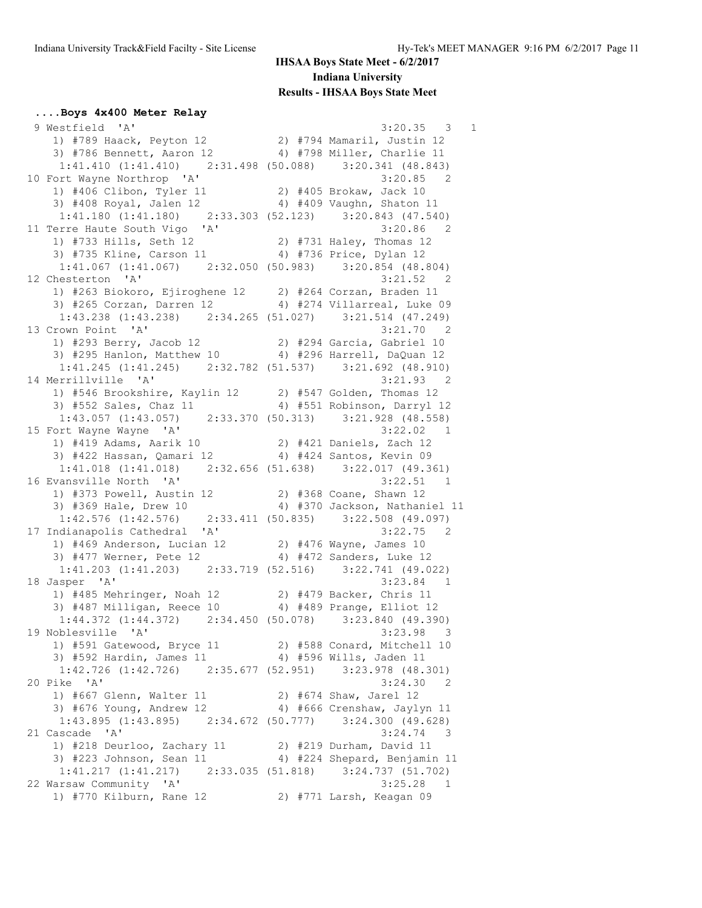# IHSAA Boys State Meet - 6/2/2017

## Indiana University

## Results - IHSAA Boys State Meet

### ....Boys 4x400 Meter Relay

```
 9 Westfield  'A'                                      3:20.35   3   1
    1) #789 Haack, Peyton 12          2) #794 Mamaril, Justin 12
    3) #786 Bennett, Aaron 12         4) #798 Miller, Charlie 11
     1:41.410 (1:41.410)    2:31.498 (50.088)    3:20.341 (48.843)
10 Fort Wayne Northrop  'A'                            3:20.85   2
    1) #406 Clibon, Tyler 11          2) #405 Brokaw, Jack 10
    3) #408 Royal, Jalen 12           4) #409 Vaughn, Shaton 11
     1:41.180 (1:41.180)    2:33.303 (52.123)    3:20.843 (47.540)
11 Terre Haute South Vigo  'A'                         3:20.86   2
    1) #733 Hills, Seth 12            2) #731 Haley, Thomas 12
    3) #735 Kline, Carson 11          4) #736 Price, Dylan 12
     1:41.067 (1:41.067)    2:32.050 (50.983)    3:20.854 (48.804)
12 Chesterton  'A'                                     3:21.52   2
    1) #263 Biokoro, Ejiroghene 12    2) #264 Corzan, Braden 11
    3) #265 Corzan, Darren 12         4) #274 Villarreal, Luke 09
     1:43.238 (1:43.238)    2:34.265 (51.027)    3:21.514 (47.249)
13 Crown Point  'A'                                    3:21.70   2
    1) #293 Berry, Jacob 12           2) #294 Garcia, Gabriel 10
    3) #295 Hanlon, Matthew 10        4) #296 Harrell, DaQuan 12
     1:41.245 (1:41.245)    2:32.782 (51.537)    3:21.692 (48.910)
14 Merrillville  'A'                                   3:21.93   2
    1) #546 Brookshire, Kaylin 12     2) #547 Golden, Thomas 12
    3) #552 Sales, Chaz 11            4) #551 Robinson, Darryl 12
     1:43.057 (1:43.057)    2:33.370 (50.313)    3:21.928 (48.558)
15 Fort Wayne Wayne  'A'                               3:22.02   1
    1) #419 Adams, Aarik 10           2) #421 Daniels, Zach 12
    3) #422 Hassan, Qamari 12         4) #424 Santos, Kevin 09
     1:41.018 (1:41.018)    2:32.656 (51.638)    3:22.017 (49.361)
16 Evansville North  'A'                               3:22.51   1
    1) #373 Powell, Austin 12         2) #368 Coane, Shawn 12
    3) #369 Hale, Drew 10             4) #370 Jackson, Nathaniel 11
     1:42.576 (1:42.576)    2:33.411 (50.835)    3:22.508 (49.097)
17 Indianapolis Cathedral  'A'                         3:22.75   2
    1) #469 Anderson, Lucian 12       2) #476 Wayne, James 10
    3) #477 Werner, Pete 12           4) #472 Sanders, Luke 12
     1:41.203 (1:41.203)    2:33.719 (52.516)    3:22.741 (49.022)
18 Jasper  'A'                                         3:23.84   1
    1) #485 Mehringer, Noah 12        2) #479 Backer, Chris 11
    3) #487 Milligan, Reece 10        4) #489 Prange, Elliot 12
     1:44.372 (1:44.372)    2:34.450 (50.078)    3:23.840 (49.390)
19 Noblesville  'A'                                    3:23.98   3
    1) #591 Gatewood, Bryce 11        2) #588 Conard, Mitchell 10
    3) #592 Hardin, James 11          4) #596 Wills, Jaden 11
     1:42.726 (1:42.726)    2:35.677 (52.951)    3:23.978 (48.301)
20 Pike  'A'                                           3:24.30   2
    1) #667 Glenn, Walter 11          2) #674 Shaw, Jarel 12
    3) #676 Young, Andrew 12          4) #666 Crenshaw, Jaylyn 11
     1:43.895 (1:43.895)    2:34.672 (50.777)    3:24.300 (49.628)
21 Cascade  'A'                                        3:24.74   3
    1) #218 Deurloo, Zachary 11       2) #219 Durham, David 11
    3) #223 Johnson, Sean 11          4) #224 Shepard, Benjamin 11
     1:41.217 (1:41.217)    2:33.035 (51.818)    3:24.737 (51.702)
22 Warsaw Community  'A'                               3:25.28   1
    1) #770 Kilburn, Rane 12          2) #771 Larsh, Keagan 09
```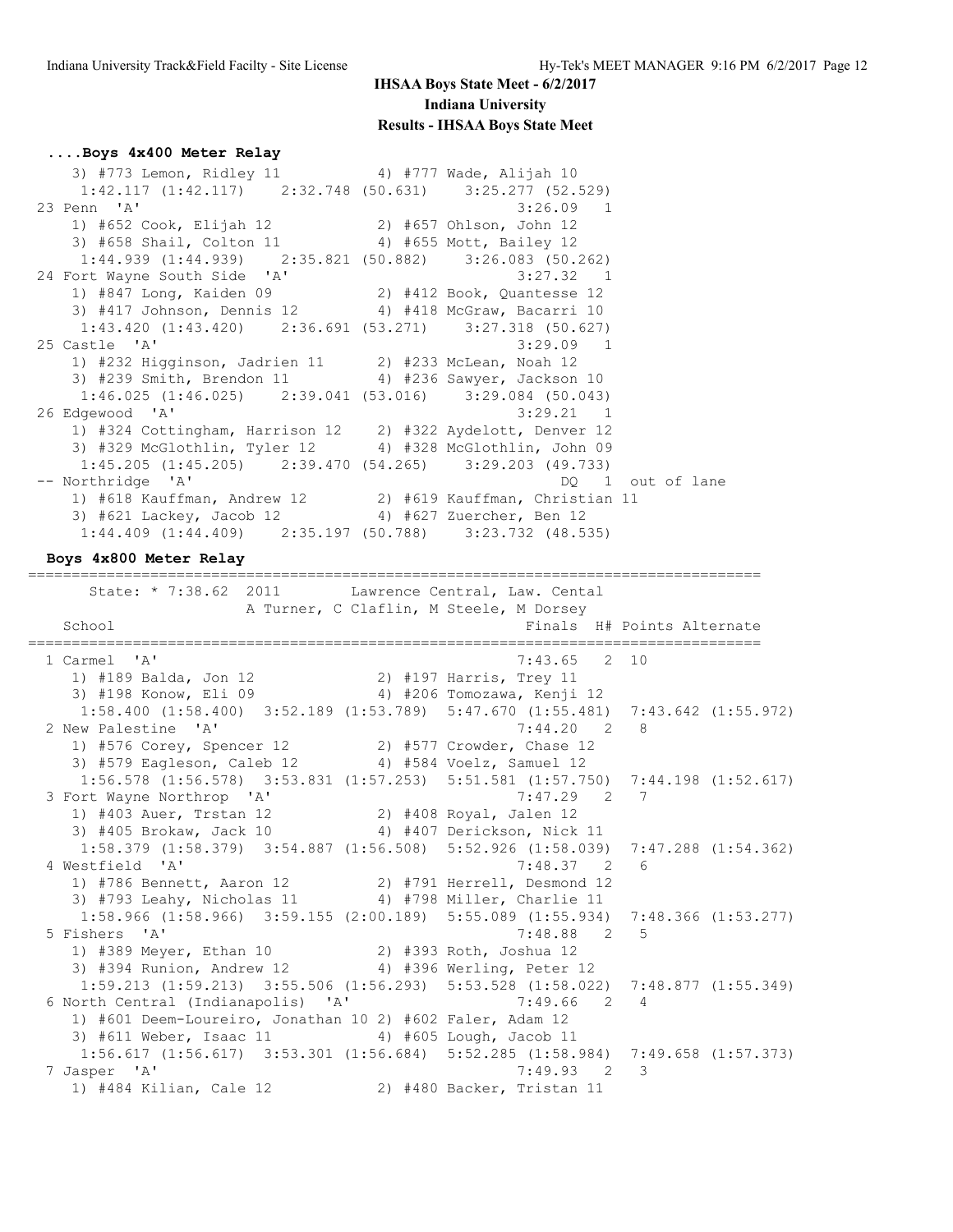**IHSAA Boys State Meet - 6/2/2017**
**Indiana University**
**Results - IHSAA Boys State Meet**

### ....Boys 4x400 Meter Relay

```
    3) #773 Lemon, Ridley 11           4) #777 Wade, Alijah 10
     1:42.117 (1:42.117)    2:32.748 (50.631)    3:25.277 (52.529)
 23 Penn  'A'                                          3:26.09   1
    1) #652 Cook, Elijah 12            2) #657 Ohlson, John 12
    3) #658 Shail, Colton 11           4) #655 Mott, Bailey 12
     1:44.939 (1:44.939)    2:35.821 (50.882)    3:26.083 (50.262)
 24 Fort Wayne South Side  'A'                         3:27.32   1
    1) #847 Long, Kaiden 09            2) #412 Book, Quantesse 12
    3) #417 Johnson, Dennis 12         4) #418 McGraw, Bacarri 10
     1:43.420 (1:43.420)    2:36.691 (53.271)    3:27.318 (50.627)
 25 Castle  'A'                                        3:29.09   1
    1) #232 Higginson, Jadrien 11      2) #233 McLean, Noah 12
    3) #239 Smith, Brendon 11          4) #236 Sawyer, Jackson 10
     1:46.025 (1:46.025)    2:39.041 (53.016)    3:29.084 (50.043)
 26 Edgewood  'A'                                      3:29.21   1
    1) #324 Cottingham, Harrison 12    2) #322 Aydelott, Denver 12
    3) #329 McGlothlin, Tyler 12       4) #328 McGlothlin, John 09
     1:45.205 (1:45.205)    2:39.470 (54.265)    3:29.203 (49.733)
 -- Northridge  'A'                                         DQ   1  out of lane
    1) #618 Kauffman, Andrew 12        2) #619 Kauffman, Christian 11
    3) #621 Lackey, Jacob 12           4) #627 Zuercher, Ben 12
     1:44.409 (1:44.409)    2:35.197 (50.788)    3:23.732 (48.535)
```

### Boys 4x800 Meter Relay

```
===================================================================================
      State: * 7:38.62  2011        Lawrence Central, Law. Cental
                    A Turner, C Claflin, M Steele, M Dorsey
  School                                          Finals  H# Points Alternate
===================================================================================
  1 Carmel  'A'                                        7:43.65   2  10
    1) #189 Balda, Jon 12              2) #197 Harris, Trey 11
    3) #198 Konow, Eli 09              4) #206 Tomozawa, Kenji 12
     1:58.400 (1:58.400)  3:52.189 (1:53.789)  5:47.670 (1:55.481)  7:43.642 (1:55.972)
  2 New Palestine  'A'                                 7:44.20   2   8
    1) #576 Corey, Spencer 12          2) #577 Crowder, Chase 12
    3) #579 Eagleson, Caleb 12         4) #584 Voelz, Samuel 12
     1:56.578 (1:56.578)  3:53.831 (1:57.253)  5:51.581 (1:57.750)  7:44.198 (1:52.617)
  3 Fort Wayne Northrop  'A'                           7:47.29   2   7
    1) #403 Auer, Trstan 12            2) #408 Royal, Jalen 12
    3) #405 Brokaw, Jack 10            4) #407 Derickson, Nick 11
     1:58.379 (1:58.379)  3:54.887 (1:56.508)  5:52.926 (1:58.039)  7:47.288 (1:54.362)
  4 Westfield  'A'                                     7:48.37   2   6
    1) #786 Bennett, Aaron 12          2) #791 Herrell, Desmond 12
    3) #793 Leahy, Nicholas 11         4) #798 Miller, Charlie 11
     1:58.966 (1:58.966)  3:59.155 (2:00.189)  5:55.089 (1:55.934)  7:48.366 (1:53.277)
  5 Fishers  'A'                                       7:48.88   2   5
    1) #389 Meyer, Ethan 10            2) #393 Roth, Joshua 12
    3) #394 Runion, Andrew 12          4) #396 Werling, Peter 12
     1:59.213 (1:59.213)  3:55.506 (1:56.293)  5:53.528 (1:58.022)  7:48.877 (1:55.349)
  6 North Central (Indianapolis)  'A'                  7:49.66   2   4
    1) #601 Deem-Loureiro, Jonathan 10 2) #602 Faler, Adam 12
    3) #611 Weber, Isaac 11            4) #605 Lough, Jacob 11
     1:56.617 (1:56.617)  3:53.301 (1:56.684)  5:52.285 (1:58.984)  7:49.658 (1:57.373)
  7 Jasper  'A'                                        7:49.93   2   3
    1) #484 Kilian, Cale 12            2) #480 Backer, Tristan 11
```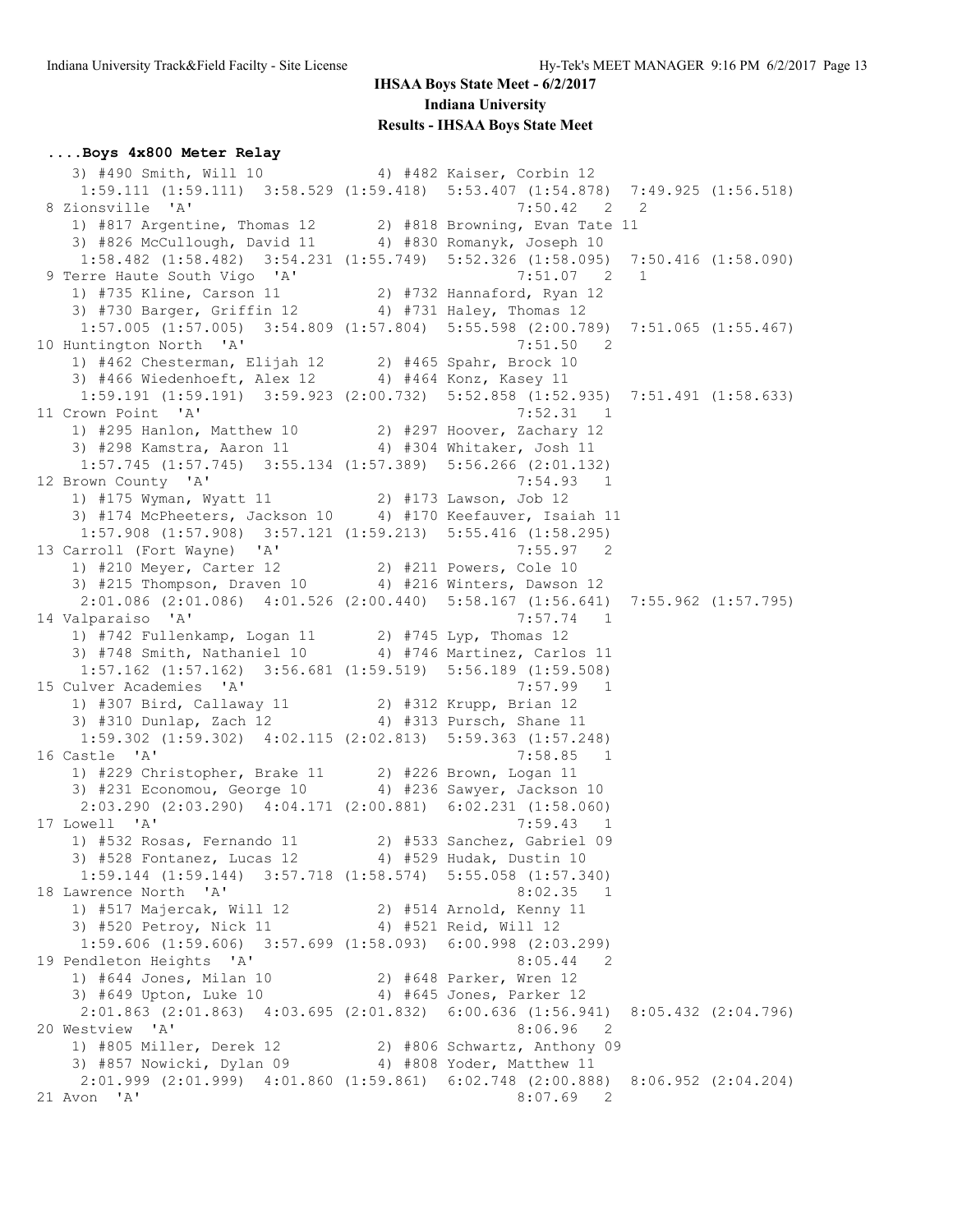**IHSAA Boys State Meet - 6/2/2017**
**Indiana University**
**Results - IHSAA Boys State Meet**

### ....Boys 4x800 Meter Relay

```
    3) #490 Smith, Will 10              4) #482 Kaiser, Corbin 12
     1:59.111 (1:59.111)  3:58.529 (1:59.418)  5:53.407 (1:54.878)  7:49.925 (1:56.518)
  8 Zionsville  'A'                                     7:50.42   2   2
    1) #817 Argentine, Thomas 12        2) #818 Browning, Evan Tate 11
    3) #826 McCullough, David 11        4) #830 Romanyk, Joseph 10
     1:58.482 (1:58.482)  3:54.231 (1:55.749)  5:52.326 (1:58.095)  7:50.416 (1:58.090)
  9 Terre Haute South Vigo  'A'                         7:51.07   2   1
    1) #735 Kline, Carson 11            2) #732 Hannaford, Ryan 12
    3) #730 Barger, Griffin 12          4) #731 Haley, Thomas 12
     1:57.005 (1:57.005)  3:54.809 (1:57.804)  5:55.598 (2:00.789)  7:51.065 (1:55.467)
 10 Huntington North  'A'                               7:51.50   2
    1) #462 Chesterman, Elijah 12       2) #465 Spahr, Brock 10
    3) #466 Wiedenhoeft, Alex 12        4) #464 Konz, Kasey 11
     1:59.191 (1:59.191)  3:59.923 (2:00.732)  5:52.858 (1:52.935)  7:51.491 (1:58.633)
 11 Crown Point  'A'                                    7:52.31   1
    1) #295 Hanlon, Matthew 10          2) #297 Hoover, Zachary 12
    3) #298 Kamstra, Aaron 11           4) #304 Whitaker, Josh 11
     1:57.745 (1:57.745)  3:55.134 (1:57.389)  5:56.266 (2:01.132)
 12 Brown County  'A'                                   7:54.93   1
    1) #175 Wyman, Wyatt 11             2) #173 Lawson, Job 12
    3) #174 McPheeters, Jackson 10      4) #170 Keefauver, Isaiah 11
     1:57.908 (1:57.908)  3:57.121 (1:59.213)  5:55.416 (1:58.295)
 13 Carroll (Fort Wayne)  'A'                           7:55.97   2
    1) #210 Meyer, Carter 12            2) #211 Powers, Cole 10
    3) #215 Thompson, Draven 10         4) #216 Winters, Dawson 12
     2:01.086 (2:01.086)  4:01.526 (2:00.440)  5:58.167 (1:56.641)  7:55.962 (1:57.795)
 14 Valparaiso  'A'                                     7:57.74   1
    1) #742 Fullenkamp, Logan 11        2) #745 Lyp, Thomas 12
    3) #748 Smith, Nathaniel 10         4) #746 Martinez, Carlos 11
     1:57.162 (1:57.162)  3:56.681 (1:59.519)  5:56.189 (1:59.508)
 15 Culver Academies  'A'                               7:57.99   1
    1) #307 Bird, Callaway 11           2) #312 Krupp, Brian 12
    3) #310 Dunlap, Zach 12             4) #313 Pursch, Shane 11
     1:59.302 (1:59.302)  4:02.115 (2:02.813)  5:59.363 (1:57.248)
 16 Castle  'A'                                         7:58.85   1
    1) #229 Christopher, Brake 11       2) #226 Brown, Logan 11
    3) #231 Economou, George 10         4) #236 Sawyer, Jackson 10
     2:03.290 (2:03.290)  4:04.171 (2:00.881)  6:02.231 (1:58.060)
 17 Lowell  'A'                                         7:59.43   1
    1) #532 Rosas, Fernando 11          2) #533 Sanchez, Gabriel 09
    3) #528 Fontanez, Lucas 12          4) #529 Hudak, Dustin 10
     1:59.144 (1:59.144)  3:57.718 (1:58.574)  5:55.058 (1:57.340)
 18 Lawrence North  'A'                                 8:02.35   1
    1) #517 Majercak, Will 12           2) #514 Arnold, Kenny 11
    3) #520 Petroy, Nick 11             4) #521 Reid, Will 12
     1:59.606 (1:59.606)  3:57.699 (1:58.093)  6:00.998 (2:03.299)
 19 Pendleton Heights  'A'                              8:05.44   2
    1) #644 Jones, Milan 10             2) #648 Parker, Wren 12
    3) #649 Upton, Luke 10              4) #645 Jones, Parker 12
     2:01.863 (2:01.863)  4:03.695 (2:01.832)  6:00.636 (1:56.941)  8:05.432 (2:04.796)
 20 Westview  'A'                                       8:06.96   2
    1) #805 Miller, Derek 12            2) #806 Schwartz, Anthony 09
    3) #857 Nowicki, Dylan 09           4) #808 Yoder, Matthew 11
     2:01.999 (2:01.999)  4:01.860 (1:59.861)  6:02.748 (2:00.888)  8:06.952 (2:04.204)
 21 Avon  'A'                                           8:07.69   2
```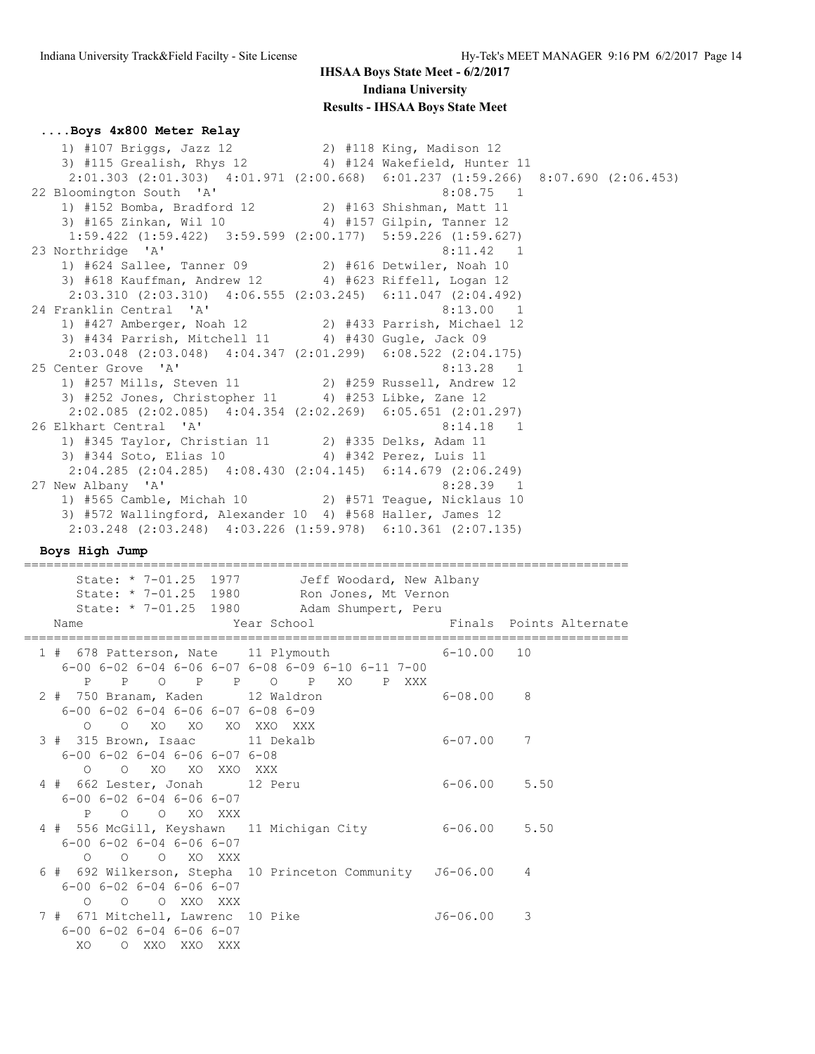## IHSAA Boys State Meet - 6/2/2017

**Indiana University**

**Results - IHSAA Boys State Meet**

### ....Boys 4x800 Meter Relay

```
    1) #107 Briggs, Jazz 12            2) #118 King, Madison 12
    3) #115 Grealish, Rhys 12          4) #124 Wakefield, Hunter 11
     2:01.303 (2:01.303)  4:01.971 (2:00.668)  6:01.237 (1:59.266)  8:07.690 (2:06.453)
 22 Bloomington South  'A'                              8:08.75   1
    1) #152 Bomba, Bradford 12         2) #163 Shishman, Matt 11
    3) #165 Zinkan, Wil 10             4) #157 Gilpin, Tanner 12
     1:59.422 (1:59.422)  3:59.599 (2:00.177)  5:59.226 (1:59.627)
 23 Northridge  'A'                                     8:11.42   1
    1) #624 Sallee, Tanner 09          2) #616 Detwiler, Noah 10
    3) #618 Kauffman, Andrew 12        4) #623 Riffell, Logan 12
     2:03.310 (2:03.310)  4:06.555 (2:03.245)  6:11.047 (2:04.492)
 24 Franklin Central  'A'                               8:13.00   1
    1) #427 Amberger, Noah 12          2) #433 Parrish, Michael 12
    3) #434 Parrish, Mitchell 11       4) #430 Gugle, Jack 09
     2:03.048 (2:03.048)  4:04.347 (2:01.299)  6:08.522 (2:04.175)
 25 Center Grove  'A'                                   8:13.28   1
    1) #257 Mills, Steven 11           2) #259 Russell, Andrew 12
    3) #252 Jones, Christopher 11      4) #253 Libke, Zane 12
     2:02.085 (2:02.085)  4:04.354 (2:02.269)  6:05.651 (2:01.297)
 26 Elkhart Central  'A'                                8:14.18   1
    1) #345 Taylor, Christian 11       2) #335 Delks, Adam 11
    3) #344 Soto, Elias 10             4) #342 Perez, Luis 11
     2:04.285 (2:04.285)  4:08.430 (2:04.145)  6:14.679 (2:06.249)
 27 New Albany  'A'                                     8:28.39   1
    1) #565 Camble, Michah 10          2) #571 Teague, Nicklaus 10
    3) #572 Wallingford, Alexander 10  4) #568 Haller, James 12
     2:03.248 (2:03.248)  4:03.226 (1:59.978)  6:10.361 (2:07.135)
```

### Boys High Jump

```
================================================================================
      State: * 7-01.25  1977        Jeff Woodard, New Albany
      State: * 7-01.25  1980        Ron Jones, Mt Vernon
      State: * 7-01.25  1980        Adam Shumpert, Peru
    Name                    Year School                 Finals  Points Alternate
================================================================================
  1 #  678 Patterson, Nate    11 Plymouth              6-10.00   10
     6-00 6-02 6-04 6-06 6-07 6-08 6-09 6-10 6-11 7-00
        P    P    O    P    P    O    P   XO    P  XXX
  2 #  750 Branam, Kaden      12 Waldron               6-08.00    8
     6-00 6-02 6-04 6-06 6-07 6-08 6-09
        O    O   XO   XO   XO  XXO  XXX
  3 #  315 Brown, Isaac       11 Dekalb                6-07.00    7
     6-00 6-02 6-04 6-06 6-07 6-08
        O    O   XO   XO  XXO  XXX
  4 #  662 Lester, Jonah      12 Peru                  6-06.00    5.50
     6-00 6-02 6-04 6-06 6-07
        P    O    O   XO  XXX
  4 #  556 McGill, Keyshawn   11 Michigan City         6-06.00    5.50
     6-00 6-02 6-04 6-06 6-07
        O    O    O   XO  XXX
  6 #  692 Wilkerson, Stepha  10 Princeton Community  J6-06.00    4
     6-00 6-02 6-04 6-06 6-07
        O    O    O  XXO  XXX
  7 #  671 Mitchell, Lawrenc  10 Pike                 J6-06.00    3
     6-00 6-02 6-04 6-06 6-07
       XO    O  XXO  XXO  XXX
```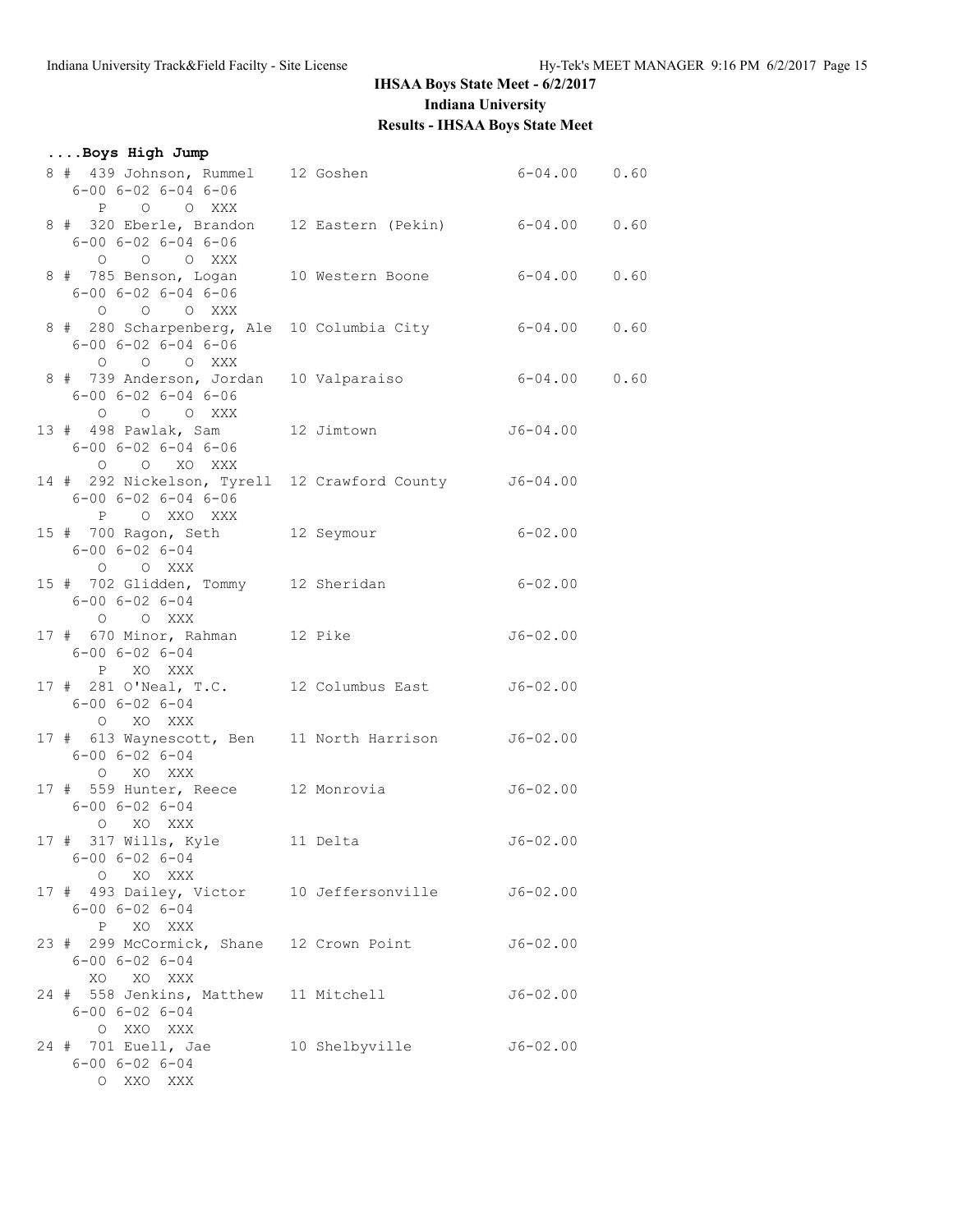# IHSAA Boys State Meet - 6/2/2017

## Indiana University

## Results - IHSAA Boys State Meet

### ....Boys High Jump

```
 8 # 439 Johnson, Rummel    12 Goshen                6-04.00    0.60
    6-00 6-02 6-04 6-06
       P    O    O  XXX
 8 # 320 Eberle, Brandon    12 Eastern (Pekin)       6-04.00    0.60
    6-00 6-02 6-04 6-06
       O    O    O  XXX
 8 # 785 Benson, Logan      10 Western Boone         6-04.00    0.60
    6-00 6-02 6-04 6-06
       O    O    O  XXX
 8 # 280 Scharpenberg, Ale  10 Columbia City         6-04.00    0.60
    6-00 6-02 6-04 6-06
       O    O    O  XXX
 8 # 739 Anderson, Jordan   10 Valparaiso            6-04.00    0.60
    6-00 6-02 6-04 6-06
       O    O    O  XXX
13 # 498 Pawlak, Sam        12 Jimtown              J6-04.00
    6-00 6-02 6-04 6-06
       O    O   XO  XXX
14 # 292 Nickelson, Tyrell  12 Crawford County      J6-04.00
    6-00 6-02 6-04 6-06
       P    O  XXO  XXX
15 # 700 Ragon, Seth        12 Seymour               6-02.00
    6-00 6-02 6-04
       O    O  XXX
15 # 702 Glidden, Tommy     12 Sheridan              6-02.00
    6-00 6-02 6-04
       O    O  XXX
17 # 670 Minor, Rahman      12 Pike                 J6-02.00
    6-00 6-02 6-04
       P   XO  XXX
17 # 281 O'Neal, T.C.       12 Columbus East        J6-02.00
    6-00 6-02 6-04
       O   XO  XXX
17 # 613 Waynescott, Ben    11 North Harrison       J6-02.00
    6-00 6-02 6-04
       O   XO  XXX
17 # 559 Hunter, Reece      12 Monrovia             J6-02.00
    6-00 6-02 6-04
       O   XO  XXX
17 # 317 Wills, Kyle        11 Delta                J6-02.00
    6-00 6-02 6-04
       O   XO  XXX
17 # 493 Dailey, Victor     10 Jeffersonville       J6-02.00
    6-00 6-02 6-04
       P   XO  XXX
23 # 299 McCormick, Shane   12 Crown Point          J6-02.00
    6-00 6-02 6-04
      XO   XO  XXX
24 # 558 Jenkins, Matthew   11 Mitchell             J6-02.00
    6-00 6-02 6-04
       O  XXO  XXX
24 # 701 Euell, Jae         10 Shelbyville          J6-02.00
    6-00 6-02 6-04
       O  XXO  XXX
```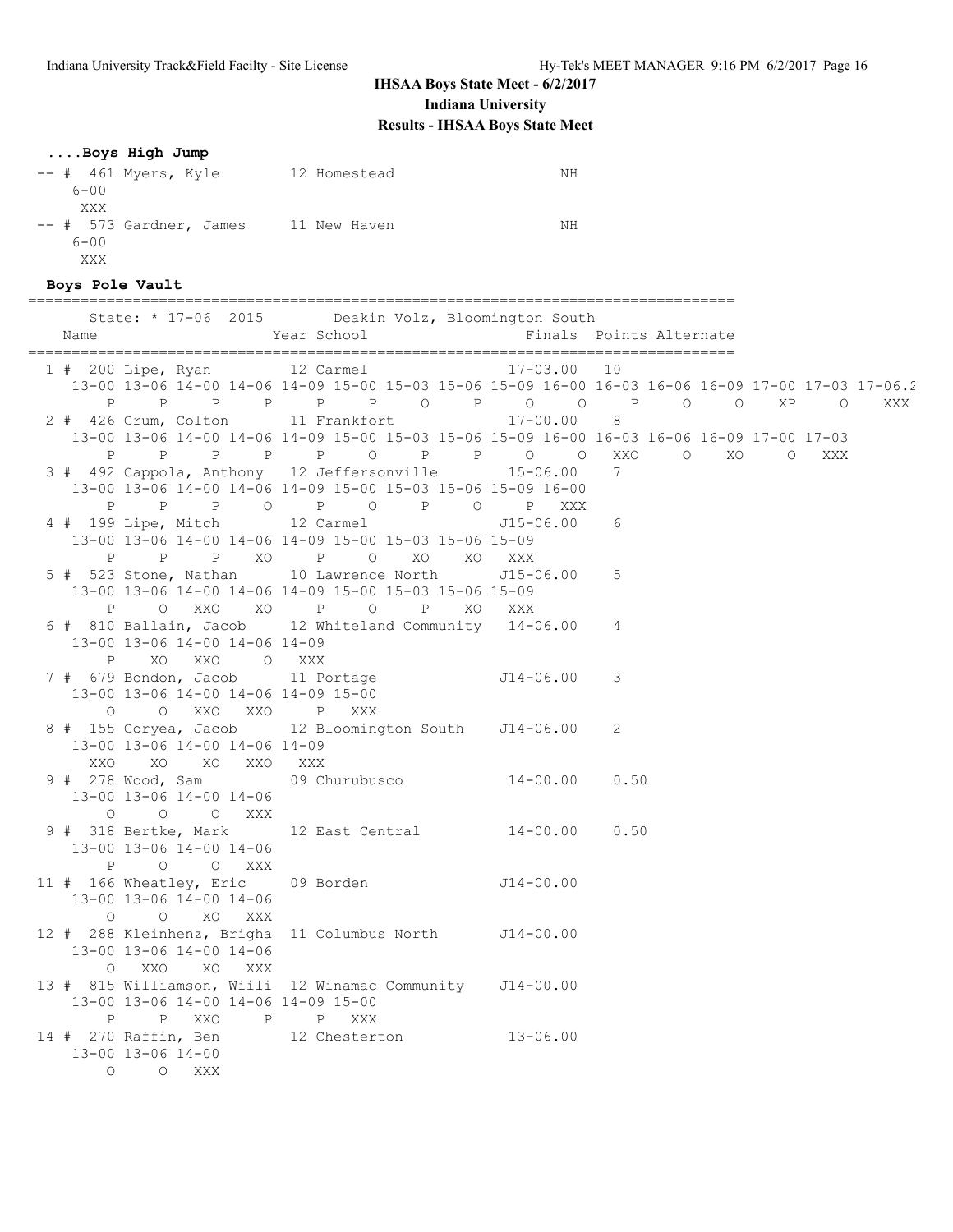**IHSAA Boys State Meet - 6/2/2017**
**Indiana University**
**Results - IHSAA Boys State Meet**

### ....Boys High Jump

```
 -- # 461 Myers, Kyle        12 Homestead                  NH
    6-00
     XXX
 -- # 573 Gardner, James     11 New Haven                  NH
    6-00
     XXX
```

### Boys Pole Vault

```
===============================================================================
      State: * 17-06  2015        Deakin Volz, Bloomington South
   Name                    Year School                Finals  Points Alternate
===============================================================================
  1 # 200 Lipe, Ryan          12 Carmel                17-03.00   10
     13-00 13-06 14-00 14-06 14-09 15-00 15-03 15-06 15-09 16-00 16-03 16-06 16-09 17-00 17-03 17-06.2
         P     P     P     P     P     P     O     P     O     O     P     O     O    XP     O   XXX
  2 # 426 Crum, Colton        11 Frankfort             17-00.00    8
     13-00 13-06 14-00 14-06 14-09 15-00 15-03 15-06 15-09 16-00 16-03 16-06 16-09 17-00 17-03
         P     P     P     P     P     O     P     P     O     O   XXO     O    XO     O   XXX
  3 # 492 Cappola, Anthony    12 Jeffersonville        15-06.00    7
     13-00 13-06 14-00 14-06 14-09 15-00 15-03 15-06 15-09 16-00
         P     P     P     O     P     O     P     O     P   XXX
  4 # 199 Lipe, Mitch         12 Carmel               J15-06.00    6
     13-00 13-06 14-00 14-06 14-09 15-00 15-03 15-06 15-09
         P     P     P    XO     P     O    XO    XO   XXX
  5 # 523 Stone, Nathan       10 Lawrence North       J15-06.00    5
     13-00 13-06 14-00 14-06 14-09 15-00 15-03 15-06 15-09
         P     O   XXO    XO     P     O     P    XO   XXX
  6 # 810 Ballain, Jacob      12 Whiteland Community   14-06.00    4
     13-00 13-06 14-00 14-06 14-09
         P    XO   XXO     O   XXX
  7 # 679 Bondon, Jacob       11 Portage              J14-06.00    3
     13-00 13-06 14-00 14-06 14-09 15-00
         O     O   XXO   XXO     P   XXX
  8 # 155 Coryea, Jacob       12 Bloomington South    J14-06.00    2
     13-00 13-06 14-00 14-06 14-09
       XXO    XO    XO   XXO   XXX
  9 # 278 Wood, Sam           09 Churubusco            14-00.00    0.50
     13-00 13-06 14-00 14-06
         O     O     O   XXX
  9 # 318 Bertke, Mark        12 East Central          14-00.00    0.50
     13-00 13-06 14-00 14-06
         P     O     O   XXX
 11 # 166 Wheatley, Eric      09 Borden               J14-00.00
     13-00 13-06 14-00 14-06
         O     O    XO   XXX
 12 # 288 Kleinhenz, Brigha   11 Columbus North       J14-00.00
     13-00 13-06 14-00 14-06
         O   XXO    XO   XXX
 13 # 815 Williamson, Wiili   12 Winamac Community    J14-00.00
     13-00 13-06 14-00 14-06 14-09 15-00
         P     P   XXO     P     P   XXX
 14 # 270 Raffin, Ben         12 Chesterton            13-06.00
     13-00 13-06 14-00
         O     O   XXX
```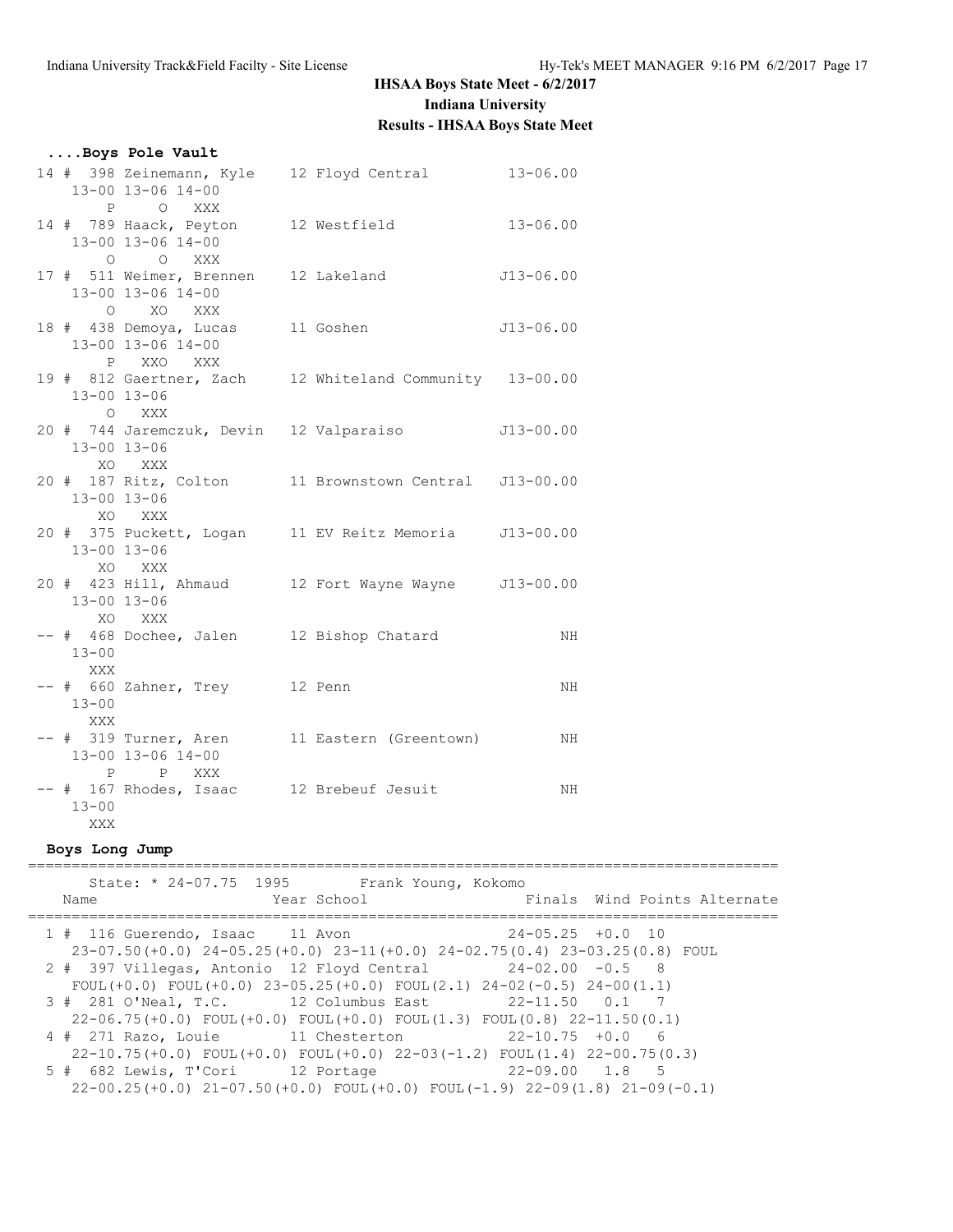**IHSAA Boys State Meet - 6/2/2017**
**Indiana University**
**Results - IHSAA Boys State Meet**

### ....Boys Pole Vault

```
 14 # 398 Zeinemann, Kyle    12 Floyd Central         13-06.00
    13-00 13-06 14-00
        P     O   XXX
 14 # 789 Haack, Peyton      12 Westfield             13-06.00
    13-00 13-06 14-00
        O     O   XXX
 17 # 511 Weimer, Brennen    12 Lakeland             J13-06.00
    13-00 13-06 14-00
        O    XO   XXX
 18 # 438 Demoya, Lucas      11 Goshen               J13-06.00
    13-00 13-06 14-00
        P   XXO   XXX
 19 # 812 Gaertner, Zach     12 Whiteland Community   13-00.00
    13-00 13-06
        O   XXX
 20 # 744 Jaremczuk, Devin   12 Valparaiso           J13-00.00
    13-00 13-06
       XO   XXX
 20 # 187 Ritz, Colton       11 Brownstown Central   J13-00.00
    13-00 13-06
       XO   XXX
 20 # 375 Puckett, Logan     11 EV Reitz Memoria     J13-00.00
    13-00 13-06
       XO   XXX
 20 # 423 Hill, Ahmaud       12 Fort Wayne Wayne     J13-00.00
    13-00 13-06
       XO   XXX
 -- # 468 Dochee, Jalen      12 Bishop Chatard              NH
    13-00
      XXX
 -- # 660 Zahner, Trey       12 Penn                        NH
    13-00
      XXX
 -- # 319 Turner, Aren       11 Eastern (Greentown)         NH
    13-00 13-06 14-00
        P     P   XXX
 -- # 167 Rhodes, Isaac      12 Brebeuf Jesuit              NH
    13-00
      XXX
```

### Boys Long Jump

```
=========================================================================================
      State: * 24-07.75  1995        Frank Young, Kokomo
    Name                    Year School                Finals  Wind Points Alternate
=========================================================================================
  1 # 116 Guerendo, Isaac    11 Avon                  24-05.25  +0.0  10
    23-07.50(+0.0) 24-05.25(+0.0) 23-11(+0.0) 24-02.75(0.4) 23-03.25(0.8) FOUL
  2 # 397 Villegas, Antonio  12 Floyd Central         24-02.00  -0.5   8
    FOUL(+0.0) FOUL(+0.0) 23-05.25(+0.0) FOUL(2.1) 24-02(-0.5) 24-00(1.1)
  3 # 281 O'Neal, T.C.       12 Columbus East         22-11.50   0.1   7
    22-06.75(+0.0) FOUL(+0.0) FOUL(+0.0) FOUL(1.3) FOUL(0.8) 22-11.50(0.1)
  4 # 271 Razo, Louie        11 Chesterton            22-10.75  +0.0   6
    22-10.75(+0.0) FOUL(+0.0) FOUL(+0.0) 22-03(-1.2) FOUL(1.4) 22-00.75(0.3)
  5 # 682 Lewis, T'Cori      12 Portage               22-09.00   1.8   5
    22-00.25(+0.0) 21-07.50(+0.0) FOUL(+0.0) FOUL(-1.9) 22-09(1.8) 21-09(-0.1)
```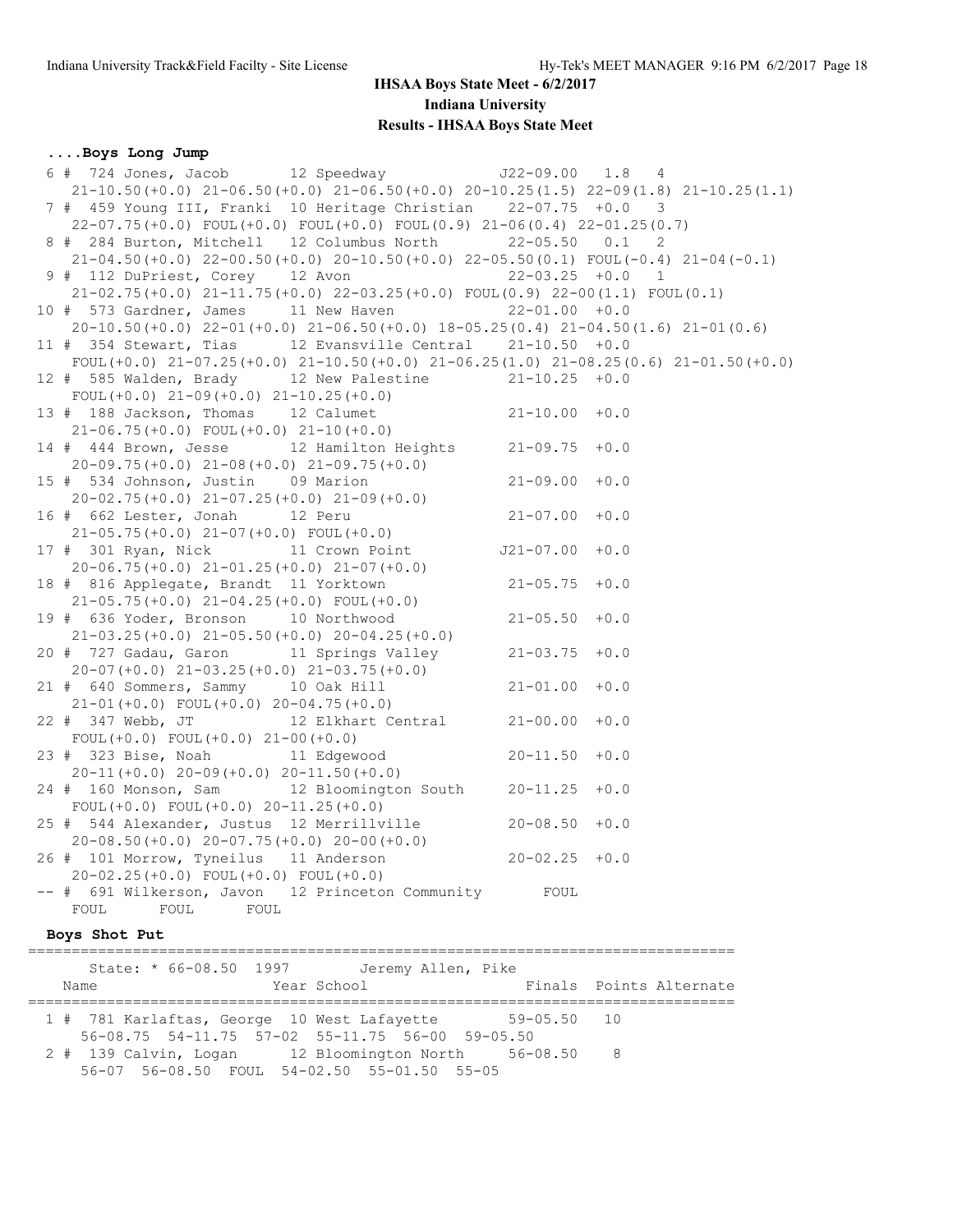# IHSAA Boys State Meet - 6/2/2017

## Indiana University

## Results - IHSAA Boys State Meet

### ....Boys Long Jump

```
  6 #  724 Jones, Jacob       12 Speedway             J22-09.00   1.8   4  
     21-10.50(+0.0) 21-06.50(+0.0) 21-06.50(+0.0) 20-10.25(1.5) 22-09(1.8) 21-10.25(1.1)
  7 #  459 Young III, Franki  10 Heritage Christian    22-07.75  +0.0   3  
     22-07.75(+0.0) FOUL(+0.0) FOUL(+0.0) FOUL(0.9) 21-06(0.4) 22-01.25(0.7)
  8 #  284 Burton, Mitchell   12 Columbus North        22-05.50   0.1   2  
     21-04.50(+0.0) 22-00.50(+0.0) 20-10.50(+0.0) 22-05.50(0.1) FOUL(-0.4) 21-04(-0.1)
  9 #  112 DuPriest, Corey    12 Avon                  22-03.25  +0.0   1  
     21-02.75(+0.0) 21-11.75(+0.0) 22-03.25(+0.0) FOUL(0.9) 22-00(1.1) FOUL(0.1)
 10 #  573 Gardner, James     11 New Haven             22-01.00  +0.0  
     20-10.50(+0.0) 22-01(+0.0) 21-06.50(+0.0) 18-05.25(0.4) 21-04.50(1.6) 21-01(0.6)
 11 #  354 Stewart, Tias      12 Evansville Central    21-10.50  +0.0  
     FOUL(+0.0) 21-07.25(+0.0) 21-10.50(+0.0) 21-06.25(1.0) 21-08.25(0.6) 21-01.50(+0.0)
 12 #  585 Walden, Brady      12 New Palestine         21-10.25  +0.0  
     FOUL(+0.0) 21-09(+0.0) 21-10.25(+0.0)
 13 #  188 Jackson, Thomas    12 Calumet               21-10.00  +0.0  
     21-06.75(+0.0) FOUL(+0.0) 21-10(+0.0)
 14 #  444 Brown, Jesse       12 Hamilton Heights      21-09.75  +0.0  
     20-09.75(+0.0) 21-08(+0.0) 21-09.75(+0.0)
 15 #  534 Johnson, Justin    09 Marion                21-09.00  +0.0  
     20-02.75(+0.0) 21-07.25(+0.0) 21-09(+0.0)
 16 #  662 Lester, Jonah      12 Peru                  21-07.00  +0.0  
     21-05.75(+0.0) 21-07(+0.0) FOUL(+0.0)
 17 #  301 Ryan, Nick         11 Crown Point          J21-07.00  +0.0  
     20-06.75(+0.0) 21-01.25(+0.0) 21-07(+0.0)
 18 #  816 Applegate, Brandt  11 Yorktown              21-05.75  +0.0  
     21-05.75(+0.0) 21-04.25(+0.0) FOUL(+0.0)
 19 #  636 Yoder, Bronson     10 Northwood             21-05.50  +0.0  
     21-03.25(+0.0) 21-05.50(+0.0) 20-04.25(+0.0)
 20 #  727 Gadau, Garon       11 Springs Valley        21-03.75  +0.0  
     20-07(+0.0) 21-03.25(+0.0) 21-03.75(+0.0)
 21 #  640 Sommers, Sammy     10 Oak Hill              21-01.00  +0.0  
     21-01(+0.0) FOUL(+0.0) 20-04.75(+0.0)
 22 #  347 Webb, JT           12 Elkhart Central       21-00.00  +0.0  
     FOUL(+0.0) FOUL(+0.0) 21-00(+0.0)
 23 #  323 Bise, Noah         11 Edgewood              20-11.50  +0.0  
     20-11(+0.0) 20-09(+0.0) 20-11.50(+0.0)
 24 #  160 Monson, Sam        12 Bloomington South     20-11.25  +0.0  
     FOUL(+0.0) FOUL(+0.0) 20-11.25(+0.0)
 25 #  544 Alexander, Justus  12 Merrillville          20-08.50  +0.0  
     20-08.50(+0.0) 20-07.75(+0.0) 20-00(+0.0)
 26 #  101 Morrow, Tyneilus   11 Anderson              20-02.25  +0.0  
     20-02.25(+0.0) FOUL(+0.0) FOUL(+0.0)
 -- #  691 Wilkerson, Javon   12 Princeton Community       FOUL        
     FOUL      FOUL      FOUL
```

### Boys Shot Put

```
=================================================================================
      State: * 66-08.50  1997        Jeremy Allen, Pike                           
    Name                    Year School                  Finals  Points Alternate 
=================================================================================
  1 #  781 Karlaftas, George  10 West Lafayette        59-05.50   10  
     56-08.75  54-11.75  57-02  55-11.75  56-00  59-05.50
  2 #  139 Calvin, Logan      12 Bloomington North     56-08.50    8  
     56-07  56-08.50  FOUL  54-02.50  55-01.50  55-05
```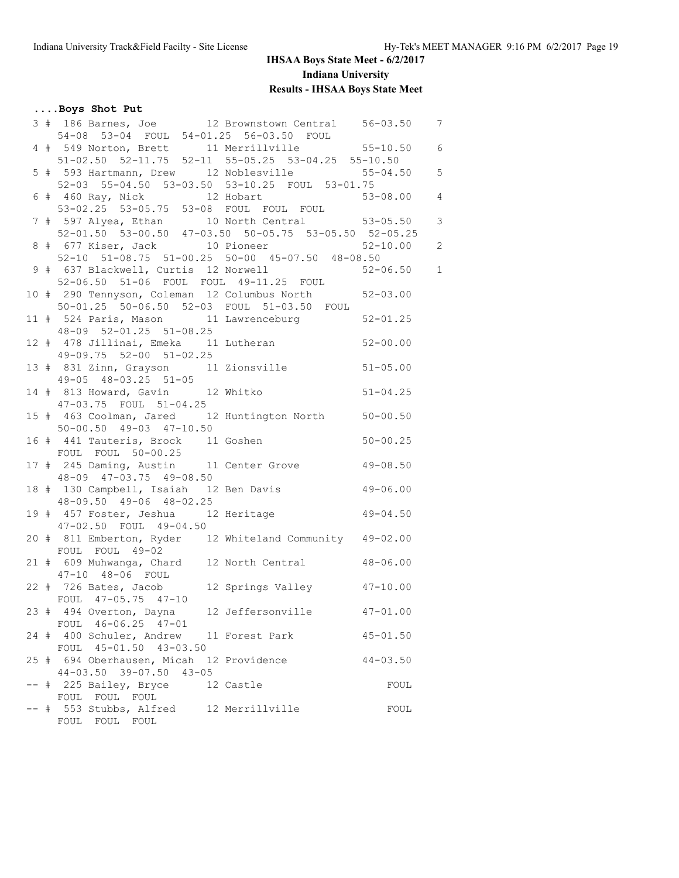# IHSAA Boys State Meet - 6/2/2017

## Indiana University

### Results - IHSAA Boys State Meet

**....Boys Shot Put**

```
 3 # 186 Barnes, Joe          12 Brownstown Central    56-03.50    7
     54-08  53-04  FOUL  54-01.25  56-03.50  FOUL
 4 # 549 Norton, Brett        11 Merrillville          55-10.50    6
     51-02.50  52-11.75  52-11  55-05.25  53-04.25  55-10.50
 5 # 593 Hartmann, Drew       12 Noblesville           55-04.50    5
     52-03  55-04.50  53-03.50  53-10.25  FOUL  53-01.75
 6 # 460 Ray, Nick            12 Hobart                53-08.00    4
     53-02.25  53-05.75  53-08  FOUL  FOUL  FOUL
 7 # 597 Alyea, Ethan         10 North Central         53-05.50    3
     52-01.50  53-00.50  47-03.50  50-05.75  53-05.50  52-05.25
 8 # 677 Kiser, Jack          10 Pioneer               52-10.00    2
     52-10  51-08.75  51-00.25  50-00  45-07.50  48-08.50
 9 # 637 Blackwell, Curtis    12 Norwell               52-06.50    1
     52-06.50  51-06  FOUL  FOUL  49-11.25  FOUL
10 # 290 Tennyson, Coleman    12 Columbus North        52-03.00
     50-01.25  50-06.50  52-03  FOUL  51-03.50  FOUL
11 # 524 Paris, Mason         11 Lawrenceburg          52-01.25
     48-09  52-01.25  51-08.25
12 # 478 Jillinai, Emeka      11 Lutheran              52-00.00
     49-09.75  52-00  51-02.25
13 # 831 Zinn, Grayson        11 Zionsville            51-05.00
     49-05  48-03.25  51-05
14 # 813 Howard, Gavin        12 Whitko                51-04.25
     47-03.75  FOUL  51-04.25
15 # 463 Coolman, Jared       12 Huntington North      50-00.50
     50-00.50  49-03  47-10.50
16 # 441 Tauteris, Brock      11 Goshen                50-00.25
     FOUL  FOUL  50-00.25
17 # 245 Daming, Austin       11 Center Grove          49-08.50
     48-09  47-03.75  49-08.50
18 # 130 Campbell, Isaiah     12 Ben Davis             49-06.00
     48-09.50  49-06  48-02.25
19 # 457 Foster, Jeshua       12 Heritage              49-04.50
     47-02.50  FOUL  49-04.50
20 # 811 Emberton, Ryder      12 Whiteland Community   49-02.00
     FOUL  FOUL  49-02
21 # 609 Muhwanga, Chard      12 North Central         48-06.00
     47-10  48-06  FOUL
22 # 726 Bates, Jacob         12 Springs Valley        47-10.00
     FOUL  47-05.75  47-10
23 # 494 Overton, Dayna       12 Jeffersonville        47-01.00
     FOUL  46-06.25  47-01
24 # 400 Schuler, Andrew      11 Forest Park           45-01.50
     FOUL  45-01.50  43-03.50
25 # 694 Oberhausen, Micah    12 Providence            44-03.50
     44-03.50  39-07.50  43-05
-- # 225 Bailey, Bryce        12 Castle                    FOUL
     FOUL  FOUL  FOUL
-- # 553 Stubbs, Alfred       12 Merrillville              FOUL
     FOUL  FOUL  FOUL
```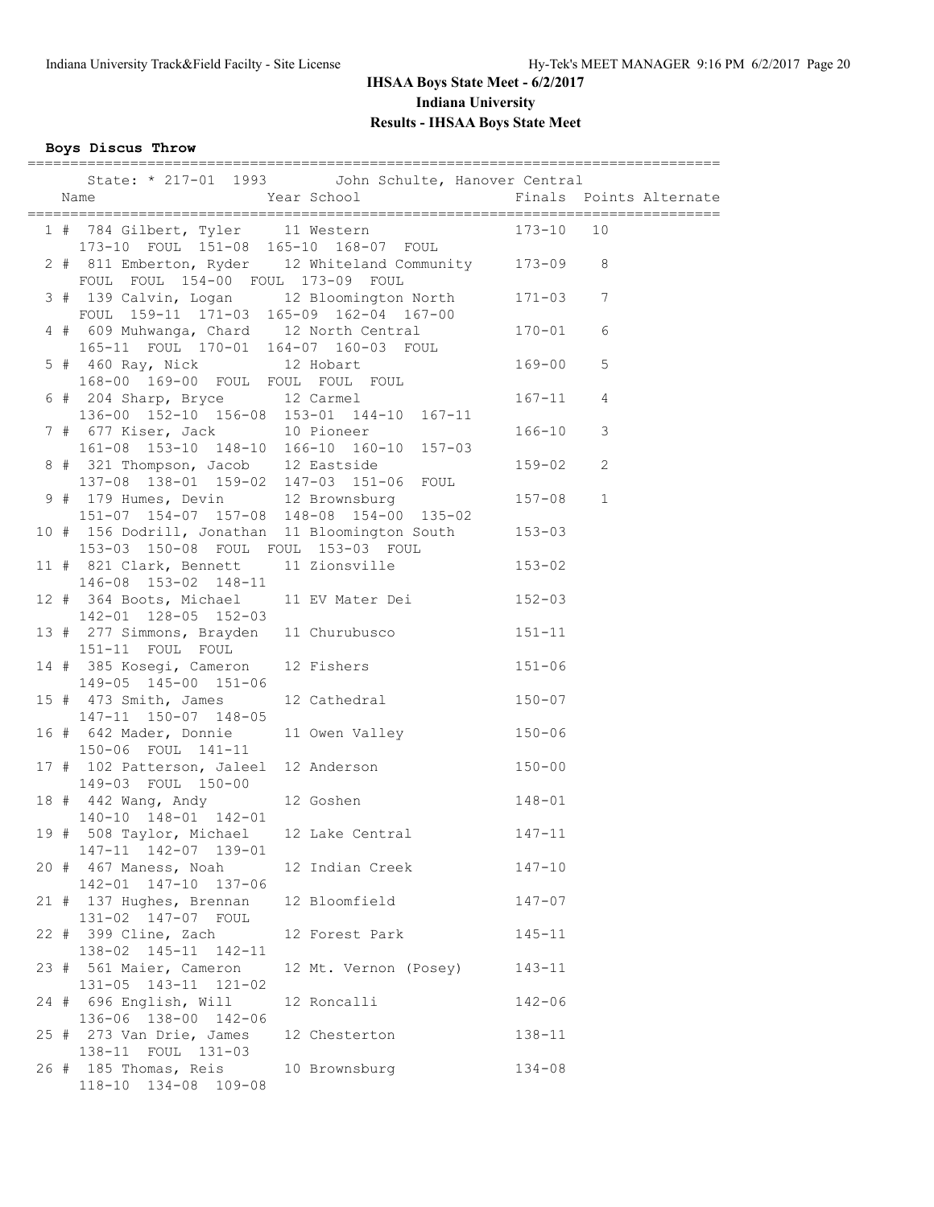# IHSAA Boys State Meet - 6/2/2017

## Indiana University

## Results - IHSAA Boys State Meet

### Boys Discus Throw

State: * 217-01 1993 John Schulte, Hanover Central

| Place | Name | Year | School | Finals | Points | Alternate |
|---|---|---|---|---|---|---|
| 1 # | 784 Gilbert, Tyler | 11 | Western | 173-10 | 10 | |
| | 173-10 FOUL 151-08 165-10 168-07 FOUL | | | | | |
| 2 # | 811 Emberton, Ryder | 12 | Whiteland Community | 173-09 | 8 | |
| | FOUL FOUL 154-00 FOUL 173-09 FOUL | | | | | |
| 3 # | 139 Calvin, Logan | 12 | Bloomington North | 171-03 | 7 | |
| | FOUL 159-11 171-03 165-09 162-04 167-00 | | | | | |
| 4 # | 609 Muhwanga, Chard | 12 | North Central | 170-01 | 6 | |
| | 165-11 FOUL 170-01 164-07 160-03 FOUL | | | | | |
| 5 # | 460 Ray, Nick | 12 | Hobart | 169-00 | 5 | |
| | 168-00 169-00 FOUL FOUL FOUL FOUL | | | | | |
| 6 # | 204 Sharp, Bryce | 12 | Carmel | 167-11 | 4 | |
| | 136-00 152-10 156-08 153-01 144-10 167-11 | | | | | |
| 7 # | 677 Kiser, Jack | 10 | Pioneer | 166-10 | 3 | |
| | 161-08 153-10 148-10 166-10 160-10 157-03 | | | | | |
| 8 # | 321 Thompson, Jacob | 12 | Eastside | 159-02 | 2 | |
| | 137-08 138-01 159-02 147-03 151-06 FOUL | | | | | |
| 9 # | 179 Humes, Devin | 12 | Brownsburg | 157-08 | 1 | |
| | 151-07 154-07 157-08 148-08 154-00 135-02 | | | | | |
| 10 # | 156 Dodrill, Jonathan | 11 | Bloomington South | 153-03 | | |
| | 153-03 150-08 FOUL FOUL 153-03 FOUL | | | | | |
| 11 # | 821 Clark, Bennett | 11 | Zionsville | 153-02 | | |
| | 146-08 153-02 148-11 | | | | | |
| 12 # | 364 Boots, Michael | 11 | EV Mater Dei | 152-03 | | |
| | 142-01 128-05 152-03 | | | | | |
| 13 # | 277 Simmons, Brayden | 11 | Churubusco | 151-11 | | |
| | 151-11 FOUL FOUL | | | | | |
| 14 # | 385 Kosegi, Cameron | 12 | Fishers | 151-06 | | |
| | 149-05 145-00 151-06 | | | | | |
| 15 # | 473 Smith, James | 12 | Cathedral | 150-07 | | |
| | 147-11 150-07 148-05 | | | | | |
| 16 # | 642 Mader, Donnie | 11 | Owen Valley | 150-06 | | |
| | 150-06 FOUL 141-11 | | | | | |
| 17 # | 102 Patterson, Jaleel | 12 | Anderson | 150-00 | | |
| | 149-03 FOUL 150-00 | | | | | |
| 18 # | 442 Wang, Andy | 12 | Goshen | 148-01 | | |
| | 140-10 148-01 142-01 | | | | | |
| 19 # | 508 Taylor, Michael | 12 | Lake Central | 147-11 | | |
| | 147-11 142-07 139-01 | | | | | |
| 20 # | 467 Maness, Noah | 12 | Indian Creek | 147-10 | | |
| | 142-01 147-10 137-06 | | | | | |
| 21 # | 137 Hughes, Brennan | 12 | Bloomfield | 147-07 | | |
| | 131-02 147-07 FOUL | | | | | |
| 22 # | 399 Cline, Zach | 12 | Forest Park | 145-11 | | |
| | 138-02 145-11 142-11 | | | | | |
| 23 # | 561 Maier, Cameron | 12 | Mt. Vernon (Posey) | 143-11 | | |
| | 131-05 143-11 121-02 | | | | | |
| 24 # | 696 English, Will | 12 | Roncalli | 142-06 | | |
| | 136-06 138-00 142-06 | | | | | |
| 25 # | 273 Van Drie, James | 12 | Chesterton | 138-11 | | |
| | 138-11 FOUL 131-03 | | | | | |
| 26 # | 185 Thomas, Reis | 10 | Brownsburg | 134-08 | | |
| | 118-10 134-08 109-08 | | | | | |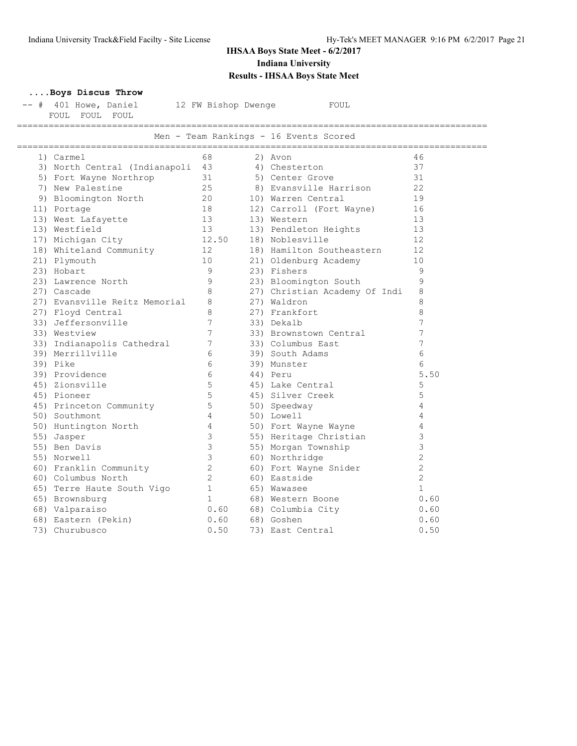## IHSAA Boys State Meet - 6/2/2017

## Indiana University

## Results - IHSAA Boys State Meet

**....Boys Discus Throw**

```
-- # 401 Howe, Daniel        12 FW Bishop Dwenge          FOUL
     FOUL  FOUL  FOUL
```

### Men - Team Rankings - 16 Events Scored

| | | | | | |
|---|---|---|---|---|---|
| 1) | Carmel | 68 | 2) | Avon | 46 |
| 3) | North Central (Indianapoli | 43 | 4) | Chesterton | 37 |
| 5) | Fort Wayne Northrop | 31 | 5) | Center Grove | 31 |
| 7) | New Palestine | 25 | 8) | Evansville Harrison | 22 |
| 9) | Bloomington North | 20 | 10) | Warren Central | 19 |
| 11) | Portage | 18 | 12) | Carroll (Fort Wayne) | 16 |
| 13) | West Lafayette | 13 | 13) | Western | 13 |
| 13) | Westfield | 13 | 13) | Pendleton Heights | 13 |
| 17) | Michigan City | 12.50 | 18) | Noblesville | 12 |
| 18) | Whiteland Community | 12 | 18) | Hamilton Southeastern | 12 |
| 21) | Plymouth | 10 | 21) | Oldenburg Academy | 10 |
| 23) | Hobart | 9 | 23) | Fishers | 9 |
| 23) | Lawrence North | 9 | 23) | Bloomington South | 9 |
| 27) | Cascade | 8 | 27) | Christian Academy Of Indi | 8 |
| 27) | Evansville Reitz Memorial | 8 | 27) | Waldron | 8 |
| 27) | Floyd Central | 8 | 27) | Frankfort | 8 |
| 33) | Jeffersonville | 7 | 33) | Dekalb | 7 |
| 33) | Westview | 7 | 33) | Brownstown Central | 7 |
| 33) | Indianapolis Cathedral | 7 | 33) | Columbus East | 7 |
| 39) | Merrillville | 6 | 39) | South Adams | 6 |
| 39) | Pike | 6 | 39) | Munster | 6 |
| 39) | Providence | 6 | 44) | Peru | 5.50 |
| 45) | Zionsville | 5 | 45) | Lake Central | 5 |
| 45) | Pioneer | 5 | 45) | Silver Creek | 5 |
| 45) | Princeton Community | 5 | 50) | Speedway | 4 |
| 50) | Southmont | 4 | 50) | Lowell | 4 |
| 50) | Huntington North | 4 | 50) | Fort Wayne Wayne | 4 |
| 55) | Jasper | 3 | 55) | Heritage Christian | 3 |
| 55) | Ben Davis | 3 | 55) | Morgan Township | 3 |
| 55) | Norwell | 3 | 60) | Northridge | 2 |
| 60) | Franklin Community | 2 | 60) | Fort Wayne Snider | 2 |
| 60) | Columbus North | 2 | 60) | Eastside | 2 |
| 65) | Terre Haute South Vigo | 1 | 65) | Wawasee | 1 |
| 65) | Brownsburg | 1 | 68) | Western Boone | 0.60 |
| 68) | Valparaiso | 0.60 | 68) | Columbia City | 0.60 |
| 68) | Eastern (Pekin) | 0.60 | 68) | Goshen | 0.60 |
| 73) | Churubusco | 0.50 | 73) | East Central | 0.50 |